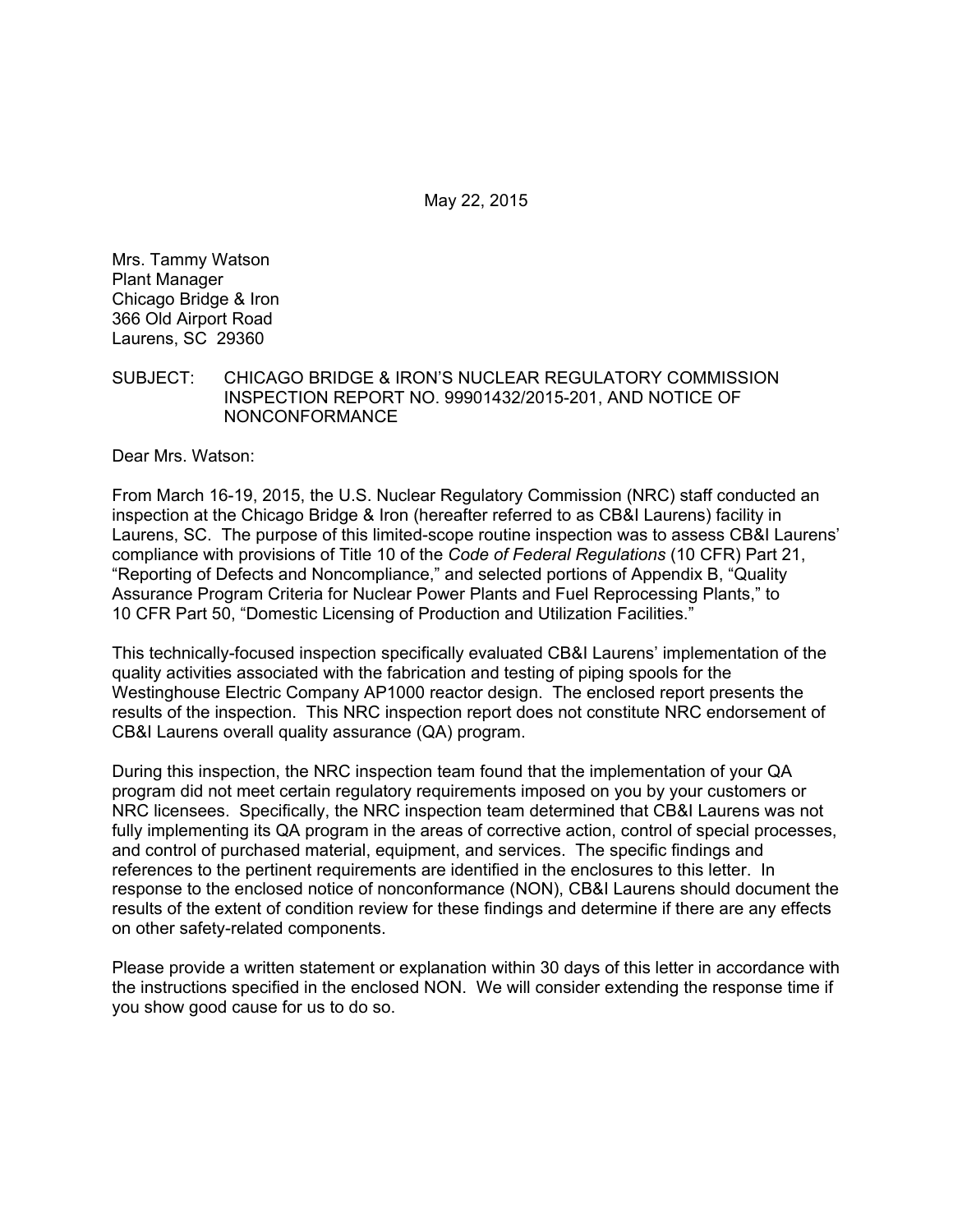May 22, 2015

Mrs. Tammy Watson
Plant Manager
Chicago Bridge & Iron
366 Old Airport Road
Laurens, SC 29360

SUBJECT: CHICAGO BRIDGE & IRON'S NUCLEAR REGULATORY COMMISSION INSPECTION REPORT NO. 99901432/2015-201, AND NOTICE OF NONCONFORMANCE

Dear Mrs. Watson:

From March 16-19, 2015, the U.S. Nuclear Regulatory Commission (NRC) staff conducted an inspection at the Chicago Bridge & Iron (hereafter referred to as CB&I Laurens) facility in Laurens, SC. The purpose of this limited-scope routine inspection was to assess CB&I Laurens' compliance with provisions of Title 10 of the *Code of Federal Regulations* (10 CFR) Part 21, "Reporting of Defects and Noncompliance," and selected portions of Appendix B, "Quality Assurance Program Criteria for Nuclear Power Plants and Fuel Reprocessing Plants," to 10 CFR Part 50, "Domestic Licensing of Production and Utilization Facilities."

This technically-focused inspection specifically evaluated CB&I Laurens' implementation of the quality activities associated with the fabrication and testing of piping spools for the Westinghouse Electric Company AP1000 reactor design. The enclosed report presents the results of the inspection. This NRC inspection report does not constitute NRC endorsement of CB&I Laurens overall quality assurance (QA) program.

During this inspection, the NRC inspection team found that the implementation of your QA program did not meet certain regulatory requirements imposed on you by your customers or NRC licensees. Specifically, the NRC inspection team determined that CB&I Laurens was not fully implementing its QA program in the areas of corrective action, control of special processes, and control of purchased material, equipment, and services. The specific findings and references to the pertinent requirements are identified in the enclosures to this letter. In response to the enclosed notice of nonconformance (NON), CB&I Laurens should document the results of the extent of condition review for these findings and determine if there are any effects on other safety-related components.

Please provide a written statement or explanation within 30 days of this letter in accordance with the instructions specified in the enclosed NON. We will consider extending the response time if you show good cause for us to do so.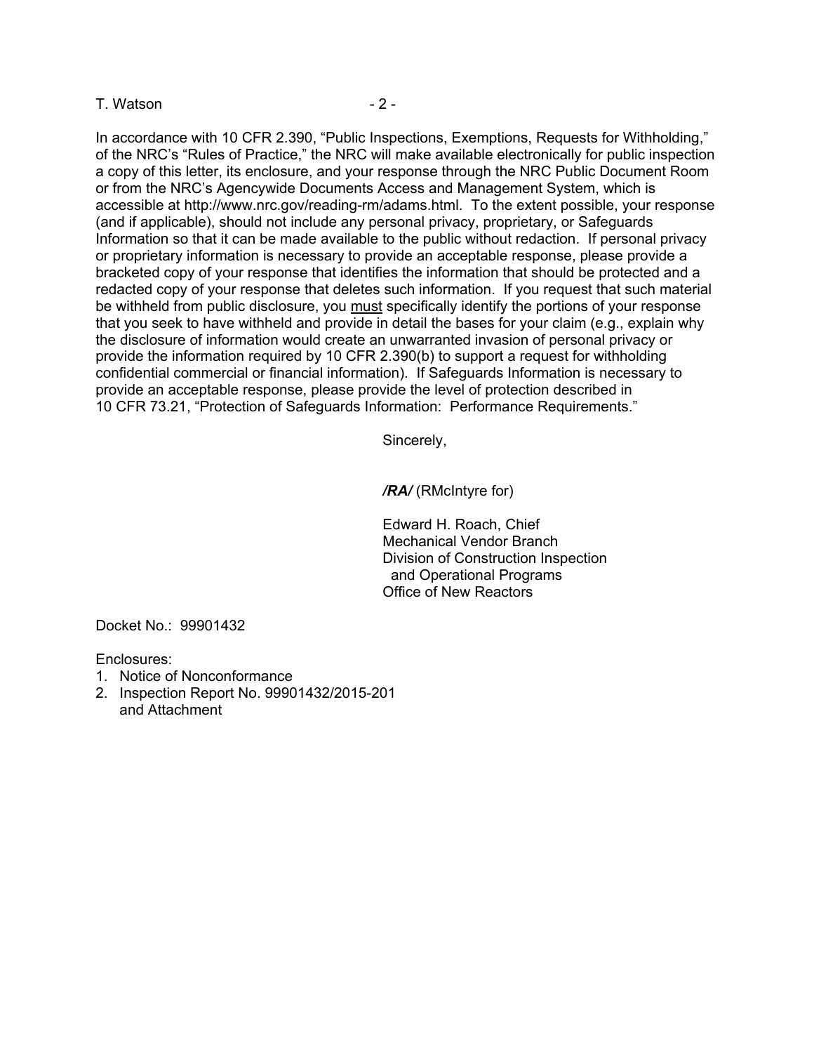In accordance with 10 CFR 2.390, "Public Inspections, Exemptions, Requests for Withholding," of the NRC's "Rules of Practice," the NRC will make available electronically for public inspection a copy of this letter, its enclosure, and your response through the NRC Public Document Room or from the NRC's Agencywide Documents Access and Management System, which is accessible at http://www.nrc.gov/reading-rm/adams.html. To the extent possible, your response (and if applicable), should not include any personal privacy, proprietary, or Safeguards Information so that it can be made available to the public without redaction. If personal privacy or proprietary information is necessary to provide an acceptable response, please provide a bracketed copy of your response that identifies the information that should be protected and a redacted copy of your response that deletes such information. If you request that such material be withheld from public disclosure, you must specifically identify the portions of your response that you seek to have withheld and provide in detail the bases for your claim (e.g., explain why the disclosure of information would create an unwarranted invasion of personal privacy or provide the information required by 10 CFR 2.390(b) to support a request for withholding confidential commercial or financial information). If Safeguards Information is necessary to provide an acceptable response, please provide the level of protection described in 10 CFR 73.21, "Protection of Safeguards Information: Performance Requirements."

Sincerely,

***/RA/*** (RMcIntyre for)

Edward H. Roach, Chief
Mechanical Vendor Branch
Division of Construction Inspection
and Operational Programs
Office of New Reactors

Docket No.: 99901432

Enclosures:
1. Notice of Nonconformance
2. Inspection Report No. 99901432/2015-201
and Attachment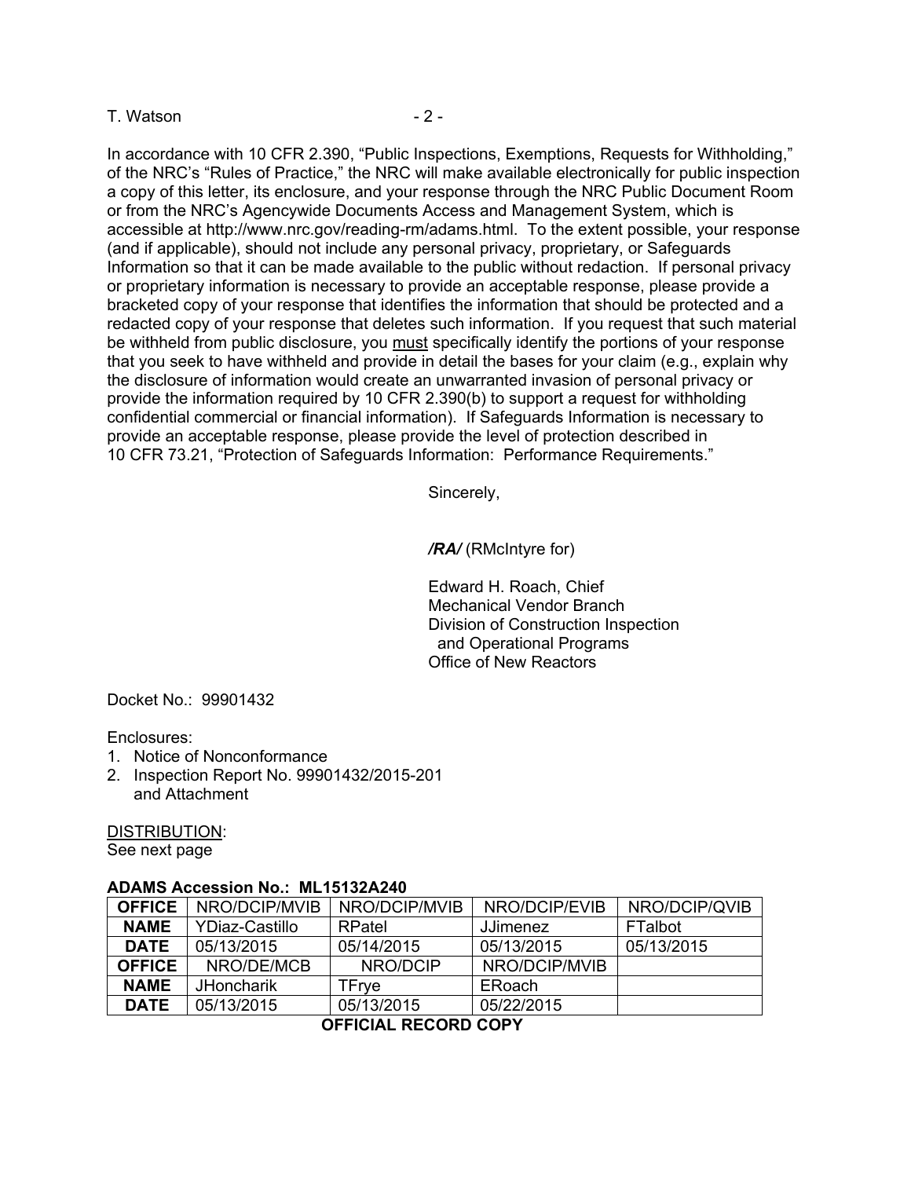In accordance with 10 CFR 2.390, "Public Inspections, Exemptions, Requests for Withholding," of the NRC's "Rules of Practice," the NRC will make available electronically for public inspection a copy of this letter, its enclosure, and your response through the NRC Public Document Room or from the NRC's Agencywide Documents Access and Management System, which is accessible at http://www.nrc.gov/reading-rm/adams.html. To the extent possible, your response (and if applicable), should not include any personal privacy, proprietary, or Safeguards Information so that it can be made available to the public without redaction. If personal privacy or proprietary information is necessary to provide an acceptable response, please provide a bracketed copy of your response that identifies the information that should be protected and a redacted copy of your response that deletes such information. If you request that such material be withheld from public disclosure, you must specifically identify the portions of your response that you seek to have withheld and provide in detail the bases for your claim (e.g., explain why the disclosure of information would create an unwarranted invasion of personal privacy or provide the information required by 10 CFR 2.390(b) to support a request for withholding confidential commercial or financial information). If Safeguards Information is necessary to provide an acceptable response, please provide the level of protection described in 10 CFR 73.21, "Protection of Safeguards Information: Performance Requirements."

Sincerely,

***/RA/*** (RMcIntyre for)

Edward H. Roach, Chief
Mechanical Vendor Branch
Division of Construction Inspection
and Operational Programs
Office of New Reactors

Docket No.: 99901432

Enclosures:
1. Notice of Nonconformance
2. Inspection Report No. 99901432/2015-201 and Attachment

DISTRIBUTION:
See next page

**ADAMS Accession No.: ML15132A240**

| **OFFICE** | NRO/DCIP/MVIB | NRO/DCIP/MVIB | NRO/DCIP/EVIB | NRO/DCIP/QVIB |
|---|---|---|---|---|
| **NAME** | YDiaz-Castillo | RPatel | JJimenez | FTalbot |
| **DATE** | 05/13/2015 | 05/14/2015 | 05/13/2015 | 05/13/2015 |
| **OFFICE** | NRO/DE/MCB | NRO/DCIP | NRO/DCIP/MVIB | |
| **NAME** | JHoncharik | TFrye | ERoach | |
| **DATE** | 05/13/2015 | 05/13/2015 | 05/22/2015 | |

**OFFICIAL RECORD COPY**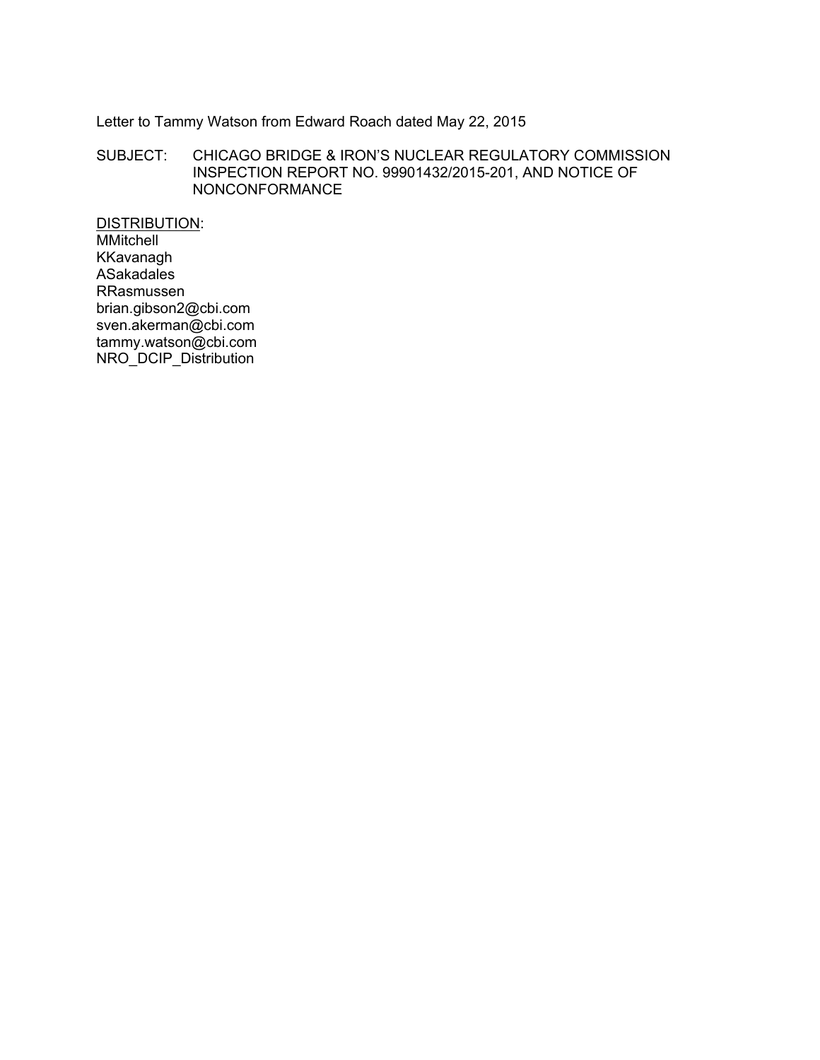Letter to Tammy Watson from Edward Roach dated May 22, 2015

SUBJECT: CHICAGO BRIDGE & IRON'S NUCLEAR REGULATORY COMMISSION INSPECTION REPORT NO. 99901432/2015-201, AND NOTICE OF NONCONFORMANCE

DISTRIBUTION:

MMitchell
KKavanagh
ASakadales
RRasmussen
brian.gibson2@cbi.com
sven.akerman@cbi.com
tammy.watson@cbi.com
NRO_DCIP_Distribution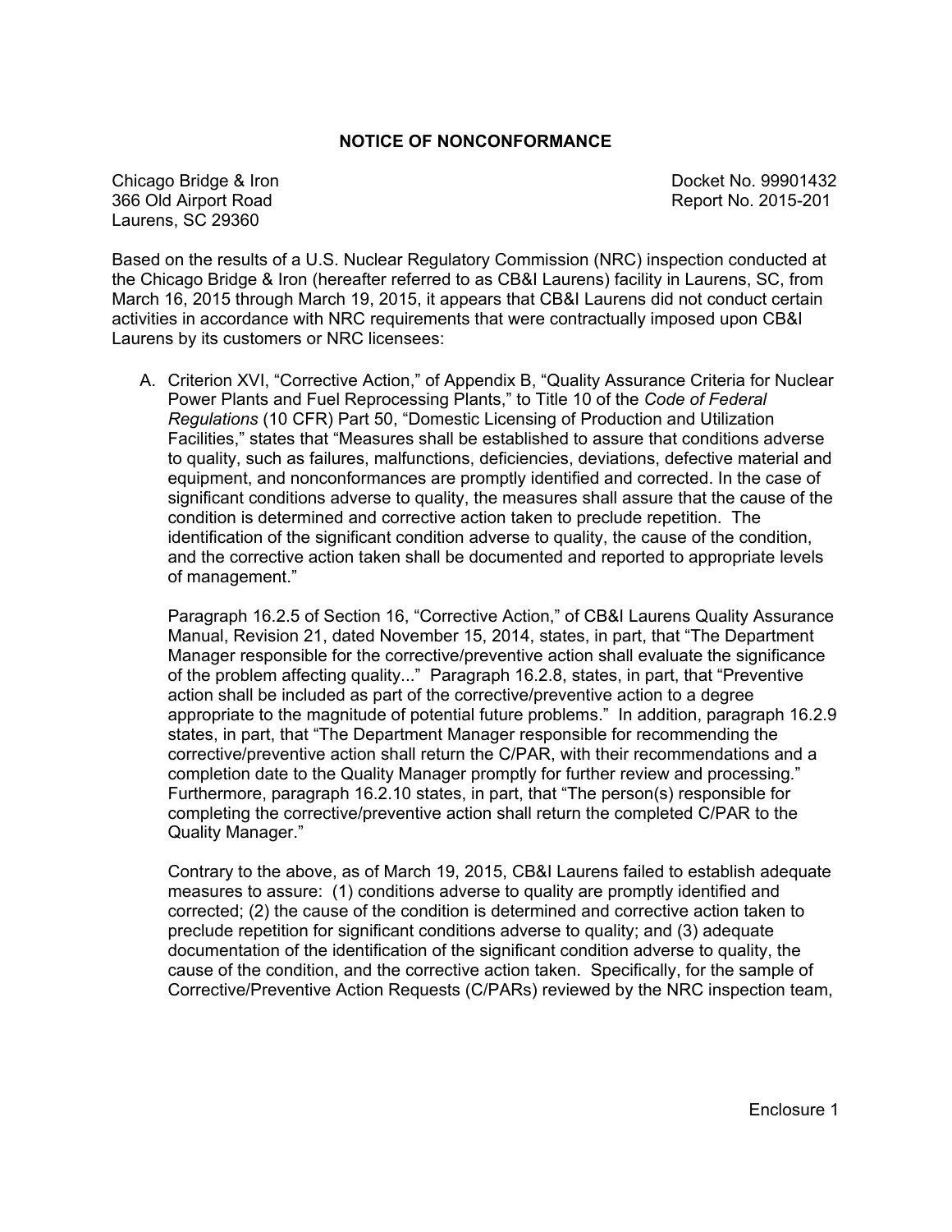## NOTICE OF NONCONFORMANCE

Chicago Bridge & Iron
366 Old Airport Road
Laurens, SC 29360

Docket No. 99901432
Report No. 2015-201

Based on the results of a U.S. Nuclear Regulatory Commission (NRC) inspection conducted at the Chicago Bridge & Iron (hereafter referred to as CB&I Laurens) facility in Laurens, SC, from March 16, 2015 through March 19, 2015, it appears that CB&I Laurens did not conduct certain activities in accordance with NRC requirements that were contractually imposed upon CB&I Laurens by its customers or NRC licensees:

A. Criterion XVI, "Corrective Action," of Appendix B, "Quality Assurance Criteria for Nuclear Power Plants and Fuel Reprocessing Plants," to Title 10 of the *Code of Federal Regulations* (10 CFR) Part 50, "Domestic Licensing of Production and Utilization Facilities," states that "Measures shall be established to assure that conditions adverse to quality, such as failures, malfunctions, deficiencies, deviations, defective material and equipment, and nonconformances are promptly identified and corrected. In the case of significant conditions adverse to quality, the measures shall assure that the cause of the condition is determined and corrective action taken to preclude repetition. The identification of the significant condition adverse to quality, the cause of the condition, and the corrective action taken shall be documented and reported to appropriate levels of management."

   Paragraph 16.2.5 of Section 16, "Corrective Action," of CB&I Laurens Quality Assurance Manual, Revision 21, dated November 15, 2014, states, in part, that "The Department Manager responsible for the corrective/preventive action shall evaluate the significance of the problem affecting quality..." Paragraph 16.2.8, states, in part, that "Preventive action shall be included as part of the corrective/preventive action to a degree appropriate to the magnitude of potential future problems." In addition, paragraph 16.2.9 states, in part, that "The Department Manager responsible for recommending the corrective/preventive action shall return the C/PAR, with their recommendations and a completion date to the Quality Manager promptly for further review and processing." Furthermore, paragraph 16.2.10 states, in part, that "The person(s) responsible for completing the corrective/preventive action shall return the completed C/PAR to the Quality Manager."

   Contrary to the above, as of March 19, 2015, CB&I Laurens failed to establish adequate measures to assure: (1) conditions adverse to quality are promptly identified and corrected; (2) the cause of the condition is determined and corrective action taken to preclude repetition for significant conditions adverse to quality; and (3) adequate documentation of the identification of the significant condition adverse to quality, the cause of the condition, and the corrective action taken. Specifically, for the sample of Corrective/Preventive Action Requests (C/PARs) reviewed by the NRC inspection team,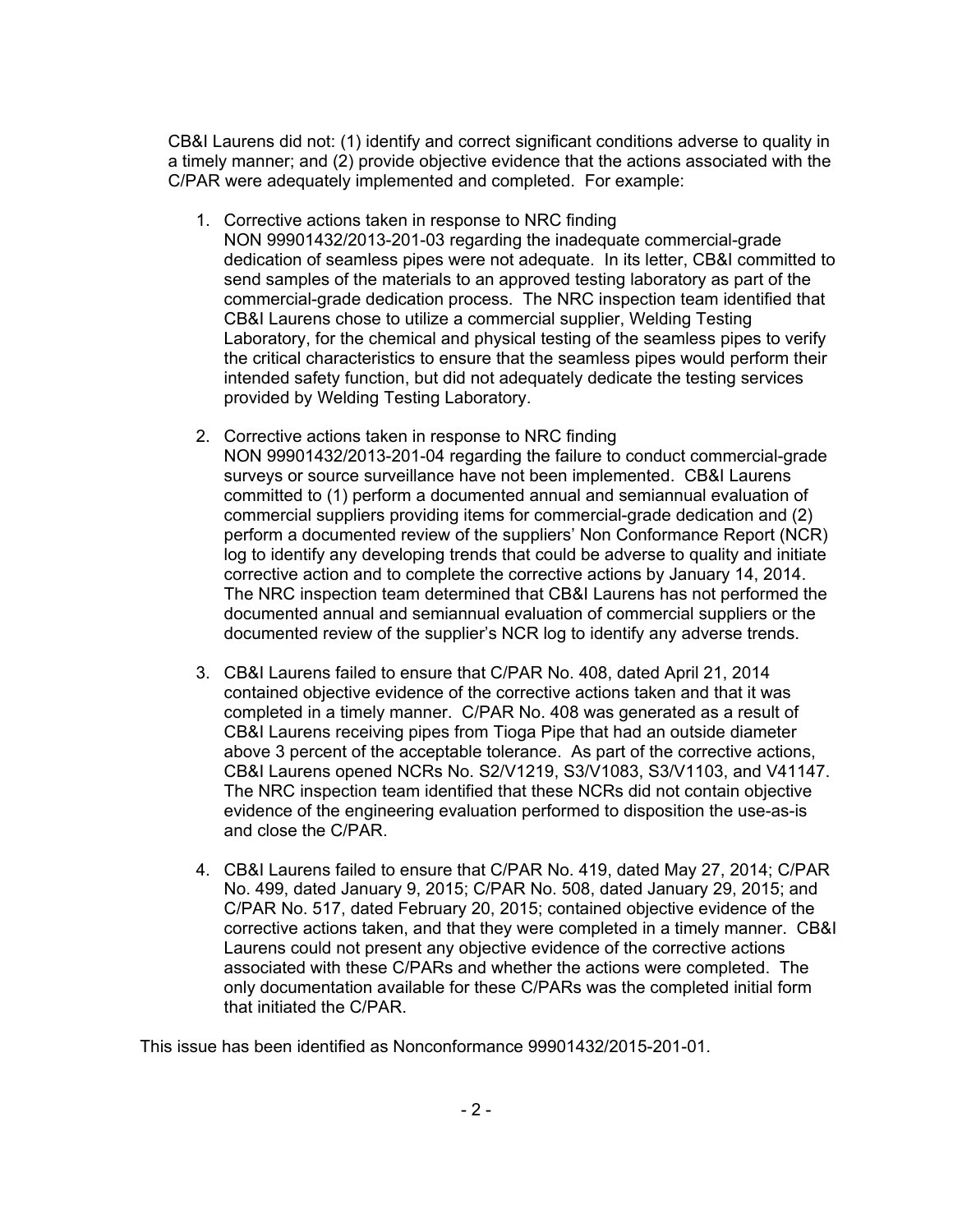CB&I Laurens did not: (1) identify and correct significant conditions adverse to quality in a timely manner; and (2) provide objective evidence that the actions associated with the C/PAR were adequately implemented and completed. For example:

1. Corrective actions taken in response to NRC finding NON 99901432/2013-201-03 regarding the inadequate commercial-grade dedication of seamless pipes were not adequate. In its letter, CB&I committed to send samples of the materials to an approved testing laboratory as part of the commercial-grade dedication process. The NRC inspection team identified that CB&I Laurens chose to utilize a commercial supplier, Welding Testing Laboratory, for the chemical and physical testing of the seamless pipes to verify the critical characteristics to ensure that the seamless pipes would perform their intended safety function, but did not adequately dedicate the testing services provided by Welding Testing Laboratory.

2. Corrective actions taken in response to NRC finding NON 99901432/2013-201-04 regarding the failure to conduct commercial-grade surveys or source surveillance have not been implemented. CB&I Laurens committed to (1) perform a documented annual and semiannual evaluation of commercial suppliers providing items for commercial-grade dedication and (2) perform a documented review of the suppliers' Non Conformance Report (NCR) log to identify any developing trends that could be adverse to quality and initiate corrective action and to complete the corrective actions by January 14, 2014. The NRC inspection team determined that CB&I Laurens has not performed the documented annual and semiannual evaluation of commercial suppliers or the documented review of the supplier's NCR log to identify any adverse trends.

3. CB&I Laurens failed to ensure that C/PAR No. 408, dated April 21, 2014 contained objective evidence of the corrective actions taken and that it was completed in a timely manner. C/PAR No. 408 was generated as a result of CB&I Laurens receiving pipes from Tioga Pipe that had an outside diameter above 3 percent of the acceptable tolerance. As part of the corrective actions, CB&I Laurens opened NCRs No. S2/V1219, S3/V1083, S3/V1103, and V41147. The NRC inspection team identified that these NCRs did not contain objective evidence of the engineering evaluation performed to disposition the use-as-is and close the C/PAR.

4. CB&I Laurens failed to ensure that C/PAR No. 419, dated May 27, 2014; C/PAR No. 499, dated January 9, 2015; C/PAR No. 508, dated January 29, 2015; and C/PAR No. 517, dated February 20, 2015; contained objective evidence of the corrective actions taken, and that they were completed in a timely manner. CB&I Laurens could not present any objective evidence of the corrective actions associated with these C/PARs and whether the actions were completed. The only documentation available for these C/PARs was the completed initial form that initiated the C/PAR.

This issue has been identified as Nonconformance 99901432/2015-201-01.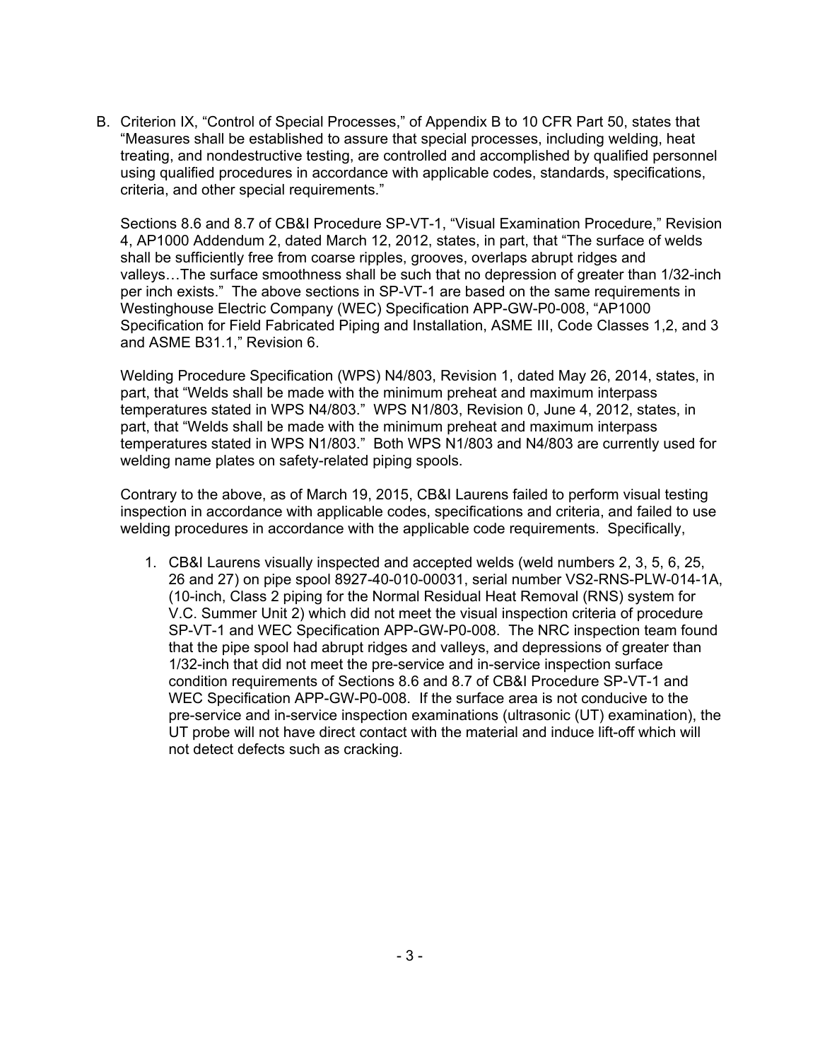B. Criterion IX, "Control of Special Processes," of Appendix B to 10 CFR Part 50, states that "Measures shall be established to assure that special processes, including welding, heat treating, and nondestructive testing, are controlled and accomplished by qualified personnel using qualified procedures in accordance with applicable codes, standards, specifications, criteria, and other special requirements."

   Sections 8.6 and 8.7 of CB&I Procedure SP-VT-1, "Visual Examination Procedure," Revision 4, AP1000 Addendum 2, dated March 12, 2012, states, in part, that "The surface of welds shall be sufficiently free from coarse ripples, grooves, overlaps abrupt ridges and valleys…The surface smoothness shall be such that no depression of greater than 1/32-inch per inch exists." The above sections in SP-VT-1 are based on the same requirements in Westinghouse Electric Company (WEC) Specification APP-GW-P0-008, "AP1000 Specification for Field Fabricated Piping and Installation, ASME III, Code Classes 1,2, and 3 and ASME B31.1," Revision 6.

   Welding Procedure Specification (WPS) N4/803, Revision 1, dated May 26, 2014, states, in part, that "Welds shall be made with the minimum preheat and maximum interpass temperatures stated in WPS N4/803." WPS N1/803, Revision 0, June 4, 2012, states, in part, that "Welds shall be made with the minimum preheat and maximum interpass temperatures stated in WPS N1/803." Both WPS N1/803 and N4/803 are currently used for welding name plates on safety-related piping spools.

   Contrary to the above, as of March 19, 2015, CB&I Laurens failed to perform visual testing inspection in accordance with applicable codes, specifications and criteria, and failed to use welding procedures in accordance with the applicable code requirements. Specifically,

   1. CB&I Laurens visually inspected and accepted welds (weld numbers 2, 3, 5, 6, 25, 26 and 27) on pipe spool 8927-40-010-00031, serial number VS2-RNS-PLW-014-1A, (10-inch, Class 2 piping for the Normal Residual Heat Removal (RNS) system for V.C. Summer Unit 2) which did not meet the visual inspection criteria of procedure SP-VT-1 and WEC Specification APP-GW-P0-008. The NRC inspection team found that the pipe spool had abrupt ridges and valleys, and depressions of greater than 1/32-inch that did not meet the pre-service and in-service inspection surface condition requirements of Sections 8.6 and 8.7 of CB&I Procedure SP-VT-1 and WEC Specification APP-GW-P0-008. If the surface area is not conducive to the pre-service and in-service inspection examinations (ultrasonic (UT) examination), the UT probe will not have direct contact with the material and induce lift-off which will not detect defects such as cracking.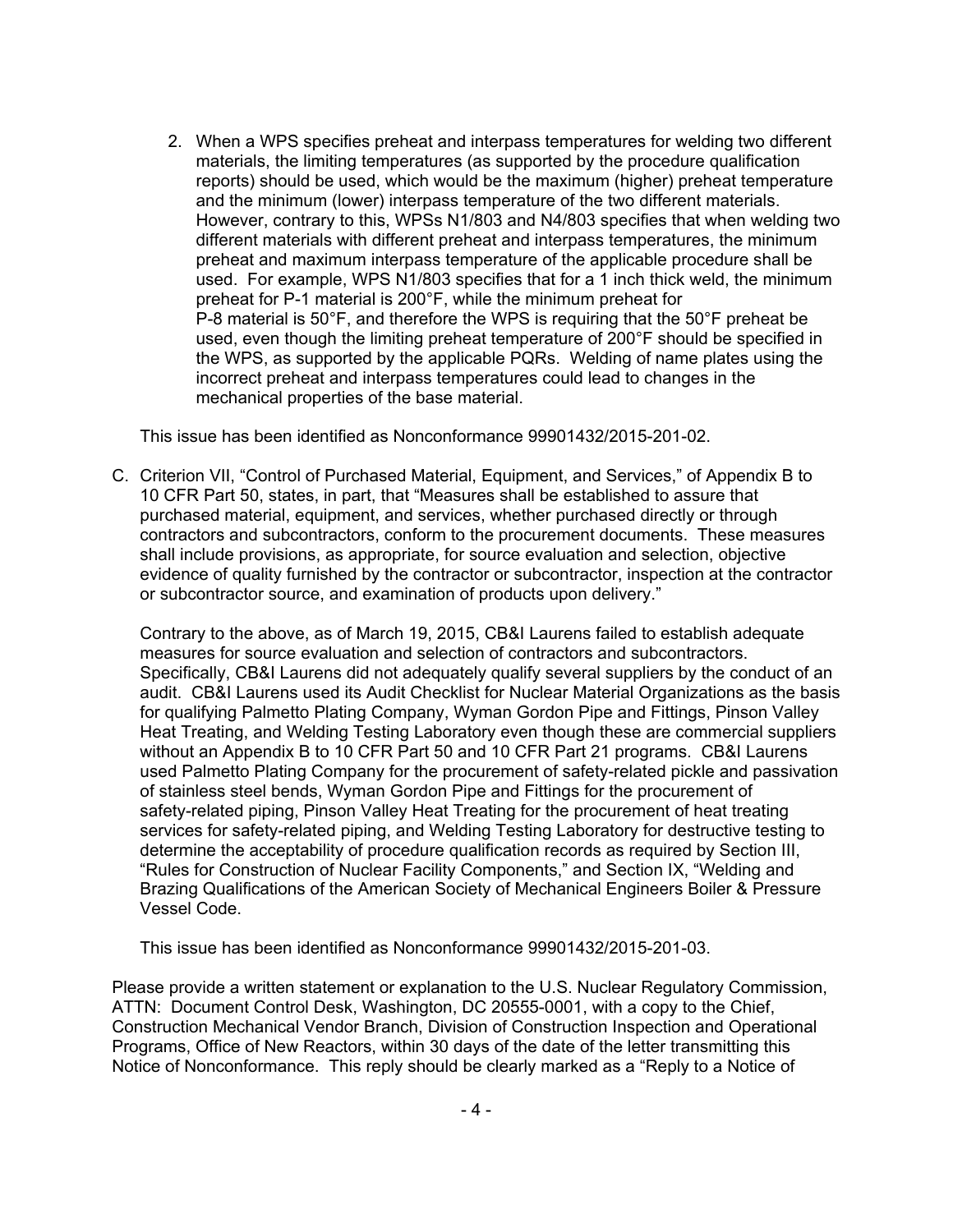2. When a WPS specifies preheat and interpass temperatures for welding two different materials, the limiting temperatures (as supported by the procedure qualification reports) should be used, which would be the maximum (higher) preheat temperature and the minimum (lower) interpass temperature of the two different materials. However, contrary to this, WPSs N1/803 and N4/803 specifies that when welding two different materials with different preheat and interpass temperatures, the minimum preheat and maximum interpass temperature of the applicable procedure shall be used. For example, WPS N1/803 specifies that for a 1 inch thick weld, the minimum preheat for P-1 material is 200°F, while the minimum preheat for P-8 material is 50°F, and therefore the WPS is requiring that the 50°F preheat be used, even though the limiting preheat temperature of 200°F should be specified in the WPS, as supported by the applicable PQRs. Welding of name plates using the incorrect preheat and interpass temperatures could lead to changes in the mechanical properties of the base material.

This issue has been identified as Nonconformance 99901432/2015-201-02.

C. Criterion VII, "Control of Purchased Material, Equipment, and Services," of Appendix B to 10 CFR Part 50, states, in part, that "Measures shall be established to assure that purchased material, equipment, and services, whether purchased directly or through contractors and subcontractors, conform to the procurement documents. These measures shall include provisions, as appropriate, for source evaluation and selection, objective evidence of quality furnished by the contractor or subcontractor, inspection at the contractor or subcontractor source, and examination of products upon delivery."

Contrary to the above, as of March 19, 2015, CB&I Laurens failed to establish adequate measures for source evaluation and selection of contractors and subcontractors. Specifically, CB&I Laurens did not adequately qualify several suppliers by the conduct of an audit. CB&I Laurens used its Audit Checklist for Nuclear Material Organizations as the basis for qualifying Palmetto Plating Company, Wyman Gordon Pipe and Fittings, Pinson Valley Heat Treating, and Welding Testing Laboratory even though these are commercial suppliers without an Appendix B to 10 CFR Part 50 and 10 CFR Part 21 programs. CB&I Laurens used Palmetto Plating Company for the procurement of safety-related pickle and passivation of stainless steel bends, Wyman Gordon Pipe and Fittings for the procurement of safety-related piping, Pinson Valley Heat Treating for the procurement of heat treating services for safety-related piping, and Welding Testing Laboratory for destructive testing to determine the acceptability of procedure qualification records as required by Section III, "Rules for Construction of Nuclear Facility Components," and Section IX, "Welding and Brazing Qualifications of the American Society of Mechanical Engineers Boiler & Pressure Vessel Code.

This issue has been identified as Nonconformance 99901432/2015-201-03.

Please provide a written statement or explanation to the U.S. Nuclear Regulatory Commission, ATTN: Document Control Desk, Washington, DC 20555-0001, with a copy to the Chief, Construction Mechanical Vendor Branch, Division of Construction Inspection and Operational Programs, Office of New Reactors, within 30 days of the date of the letter transmitting this Notice of Nonconformance. This reply should be clearly marked as a "Reply to a Notice of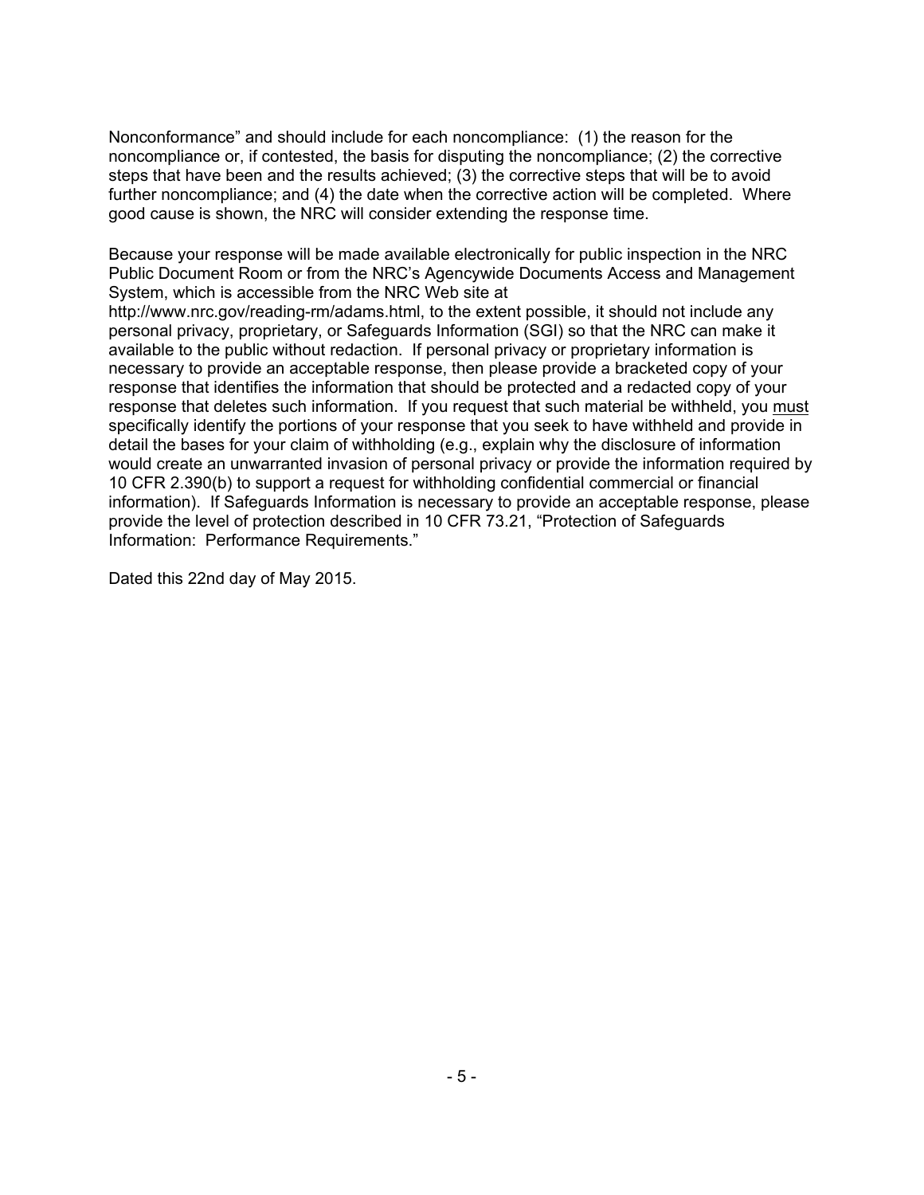Nonconformance" and should include for each noncompliance: (1) the reason for the noncompliance or, if contested, the basis for disputing the noncompliance; (2) the corrective steps that have been and the results achieved; (3) the corrective steps that will be to avoid further noncompliance; and (4) the date when the corrective action will be completed. Where good cause is shown, the NRC will consider extending the response time.

Because your response will be made available electronically for public inspection in the NRC Public Document Room or from the NRC's Agencywide Documents Access and Management System, which is accessible from the NRC Web site at http://www.nrc.gov/reading-rm/adams.html, to the extent possible, it should not include any personal privacy, proprietary, or Safeguards Information (SGI) so that the NRC can make it available to the public without redaction. If personal privacy or proprietary information is necessary to provide an acceptable response, then please provide a bracketed copy of your response that identifies the information that should be protected and a redacted copy of your response that deletes such information. If you request that such material be withheld, you must specifically identify the portions of your response that you seek to have withheld and provide in detail the bases for your claim of withholding (e.g., explain why the disclosure of information would create an unwarranted invasion of personal privacy or provide the information required by 10 CFR 2.390(b) to support a request for withholding confidential commercial or financial information). If Safeguards Information is necessary to provide an acceptable response, please provide the level of protection described in 10 CFR 73.21, "Protection of Safeguards Information: Performance Requirements."

Dated this 22nd day of May 2015.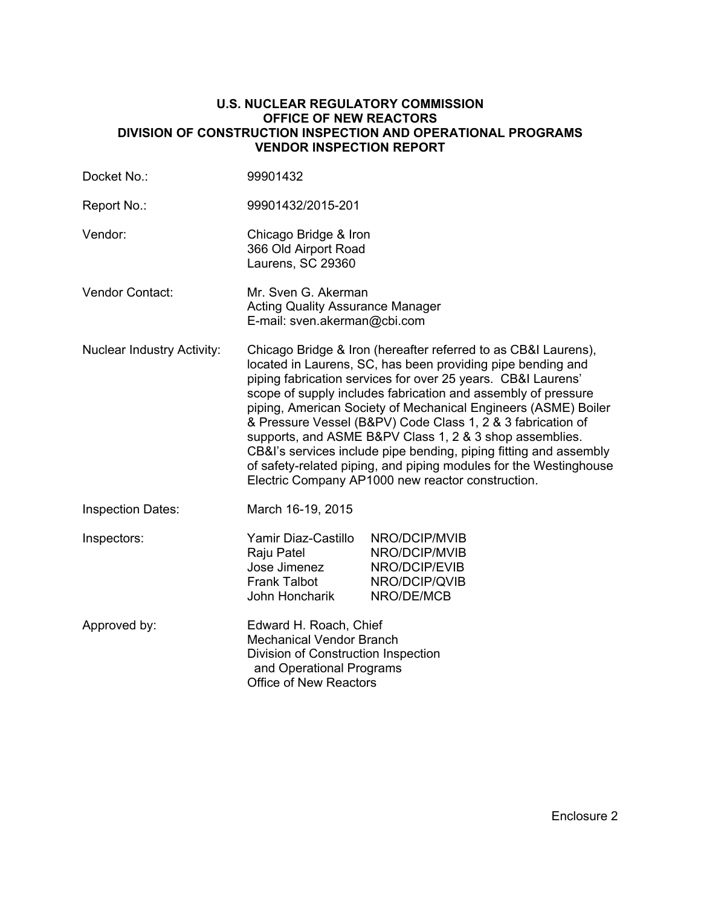**U.S. NUCLEAR REGULATORY COMMISSION**
**OFFICE OF NEW REACTORS**
**DIVISION OF CONSTRUCTION INSPECTION AND OPERATIONAL PROGRAMS**
**VENDOR INSPECTION REPORT**

| | |
|---|---|
| Docket No.: | 99901432 |
| Report No.: | 99901432/2015-201 |
| Vendor: | Chicago Bridge & Iron<br>366 Old Airport Road<br>Laurens, SC 29360 |
| Vendor Contact: | Mr. Sven G. Akerman<br>Acting Quality Assurance Manager<br>E-mail: sven.akerman@cbi.com |
| Nuclear Industry Activity: | Chicago Bridge & Iron (hereafter referred to as CB&I Laurens), located in Laurens, SC, has been providing pipe bending and piping fabrication services for over 25 years. CB&I Laurens' scope of supply includes fabrication and assembly of pressure piping, American Society of Mechanical Engineers (ASME) Boiler & Pressure Vessel (B&PV) Code Class 1, 2 & 3 fabrication of supports, and ASME B&PV Class 1, 2 & 3 shop assemblies. CB&I's services include pipe bending, piping fitting and assembly of safety-related piping, and piping modules for the Westinghouse Electric Company AP1000 new reactor construction. |
| Inspection Dates: | March 16-19, 2015 |
| Inspectors: | Yamir Diaz-Castillo NRO/DCIP/MVIB<br>Raju Patel NRO/DCIP/MVIB<br>Jose Jimenez NRO/DCIP/EVIB<br>Frank Talbot NRO/DCIP/QVIB<br>John Honcharik NRO/DE/MCB |
| Approved by: | Edward H. Roach, Chief<br>Mechanical Vendor Branch<br>Division of Construction Inspection and Operational Programs<br>Office of New Reactors |

Enclosure 2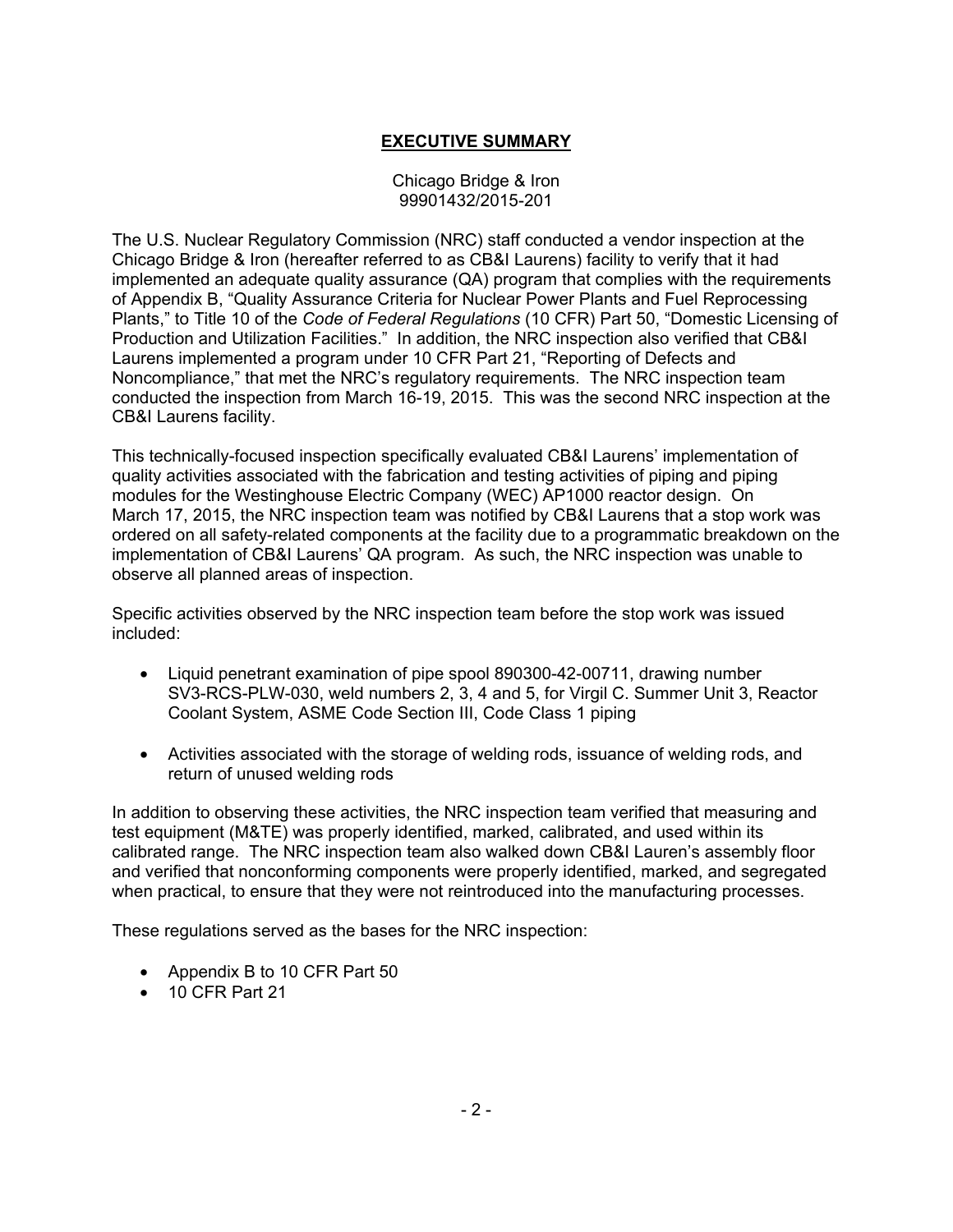## EXECUTIVE SUMMARY

Chicago Bridge & Iron
99901432/2015-201

The U.S. Nuclear Regulatory Commission (NRC) staff conducted a vendor inspection at the Chicago Bridge & Iron (hereafter referred to as CB&I Laurens) facility to verify that it had implemented an adequate quality assurance (QA) program that complies with the requirements of Appendix B, "Quality Assurance Criteria for Nuclear Power Plants and Fuel Reprocessing Plants," to Title 10 of the *Code of Federal Regulations* (10 CFR) Part 50, "Domestic Licensing of Production and Utilization Facilities." In addition, the NRC inspection also verified that CB&I Laurens implemented a program under 10 CFR Part 21, "Reporting of Defects and Noncompliance," that met the NRC's regulatory requirements. The NRC inspection team conducted the inspection from March 16-19, 2015. This was the second NRC inspection at the CB&I Laurens facility.

This technically-focused inspection specifically evaluated CB&I Laurens' implementation of quality activities associated with the fabrication and testing activities of piping and piping modules for the Westinghouse Electric Company (WEC) AP1000 reactor design. On March 17, 2015, the NRC inspection team was notified by CB&I Laurens that a stop work was ordered on all safety-related components at the facility due to a programmatic breakdown on the implementation of CB&I Laurens' QA program. As such, the NRC inspection was unable to observe all planned areas of inspection.

Specific activities observed by the NRC inspection team before the stop work was issued included:

- Liquid penetrant examination of pipe spool 890300-42-00711, drawing number SV3-RCS-PLW-030, weld numbers 2, 3, 4 and 5, for Virgil C. Summer Unit 3, Reactor Coolant System, ASME Code Section III, Code Class 1 piping
- Activities associated with the storage of welding rods, issuance of welding rods, and return of unused welding rods

In addition to observing these activities, the NRC inspection team verified that measuring and test equipment (M&TE) was properly identified, marked, calibrated, and used within its calibrated range. The NRC inspection team also walked down CB&I Lauren's assembly floor and verified that nonconforming components were properly identified, marked, and segregated when practical, to ensure that they were not reintroduced into the manufacturing processes.

These regulations served as the bases for the NRC inspection:

- Appendix B to 10 CFR Part 50
- 10 CFR Part 21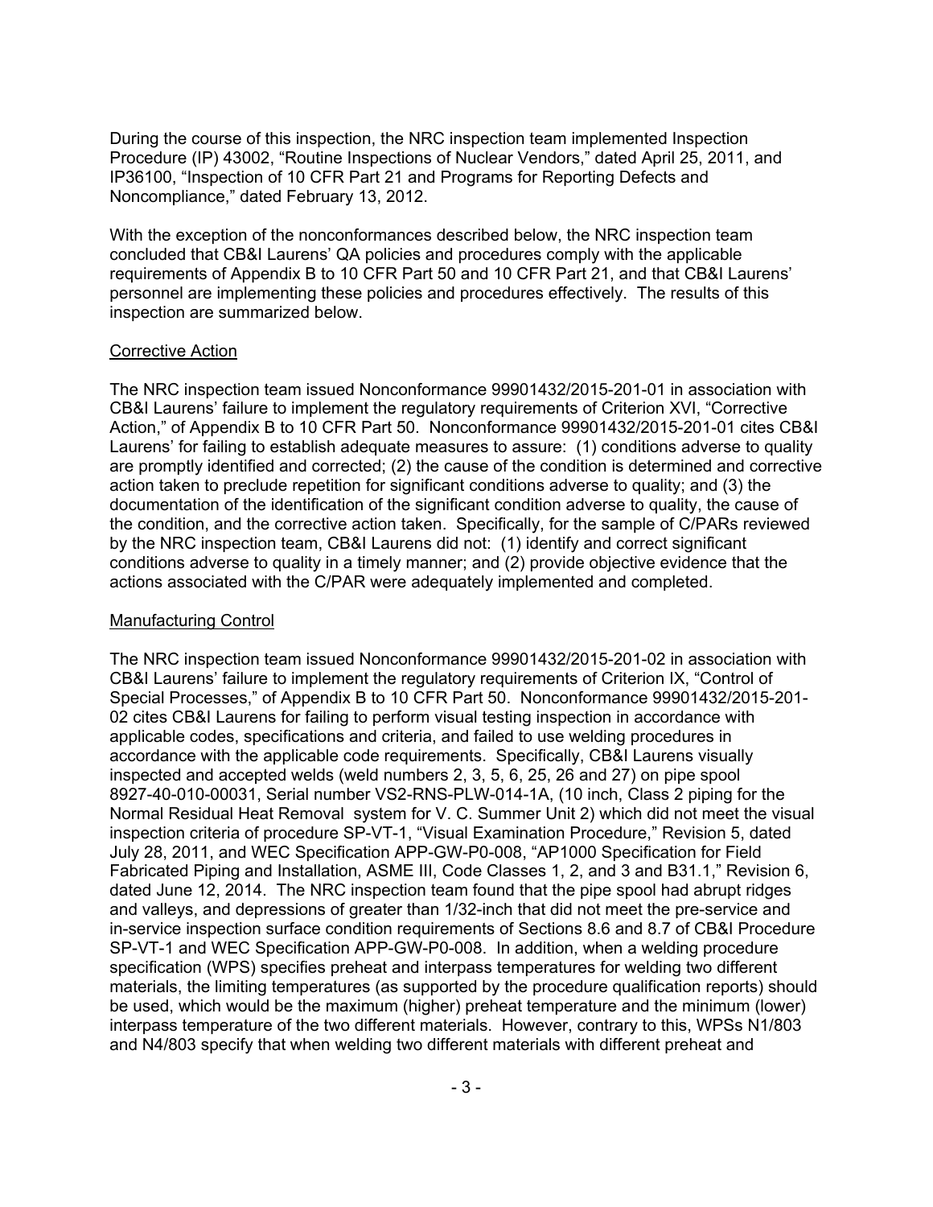During the course of this inspection, the NRC inspection team implemented Inspection Procedure (IP) 43002, "Routine Inspections of Nuclear Vendors," dated April 25, 2011, and IP36100, "Inspection of 10 CFR Part 21 and Programs for Reporting Defects and Noncompliance," dated February 13, 2012.

With the exception of the nonconformances described below, the NRC inspection team concluded that CB&I Laurens' QA policies and procedures comply with the applicable requirements of Appendix B to 10 CFR Part 50 and 10 CFR Part 21, and that CB&I Laurens' personnel are implementing these policies and procedures effectively. The results of this inspection are summarized below.

## Corrective Action

The NRC inspection team issued Nonconformance 99901432/2015-201-01 in association with CB&I Laurens' failure to implement the regulatory requirements of Criterion XVI, "Corrective Action," of Appendix B to 10 CFR Part 50. Nonconformance 99901432/2015-201-01 cites CB&I Laurens' for failing to establish adequate measures to assure: (1) conditions adverse to quality are promptly identified and corrected; (2) the cause of the condition is determined and corrective action taken to preclude repetition for significant conditions adverse to quality; and (3) the documentation of the identification of the significant condition adverse to quality, the cause of the condition, and the corrective action taken. Specifically, for the sample of C/PARs reviewed by the NRC inspection team, CB&I Laurens did not: (1) identify and correct significant conditions adverse to quality in a timely manner; and (2) provide objective evidence that the actions associated with the C/PAR were adequately implemented and completed.

## Manufacturing Control

The NRC inspection team issued Nonconformance 99901432/2015-201-02 in association with CB&I Laurens' failure to implement the regulatory requirements of Criterion IX, "Control of Special Processes," of Appendix B to 10 CFR Part 50. Nonconformance 99901432/2015-201-02 cites CB&I Laurens for failing to perform visual testing inspection in accordance with applicable codes, specifications and criteria, and failed to use welding procedures in accordance with the applicable code requirements. Specifically, CB&I Laurens visually inspected and accepted welds (weld numbers 2, 3, 5, 6, 25, 26 and 27) on pipe spool 8927-40-010-00031, Serial number VS2-RNS-PLW-014-1A, (10 inch, Class 2 piping for the Normal Residual Heat Removal system for V. C. Summer Unit 2) which did not meet the visual inspection criteria of procedure SP-VT-1, "Visual Examination Procedure," Revision 5, dated July 28, 2011, and WEC Specification APP-GW-P0-008, "AP1000 Specification for Field Fabricated Piping and Installation, ASME III, Code Classes 1, 2, and 3 and B31.1," Revision 6, dated June 12, 2014. The NRC inspection team found that the pipe spool had abrupt ridges and valleys, and depressions of greater than 1/32-inch that did not meet the pre-service and in-service inspection surface condition requirements of Sections 8.6 and 8.7 of CB&I Procedure SP-VT-1 and WEC Specification APP-GW-P0-008. In addition, when a welding procedure specification (WPS) specifies preheat and interpass temperatures for welding two different materials, the limiting temperatures (as supported by the procedure qualification reports) should be used, which would be the maximum (higher) preheat temperature and the minimum (lower) interpass temperature of the two different materials. However, contrary to this, WPSs N1/803 and N4/803 specify that when welding two different materials with different preheat and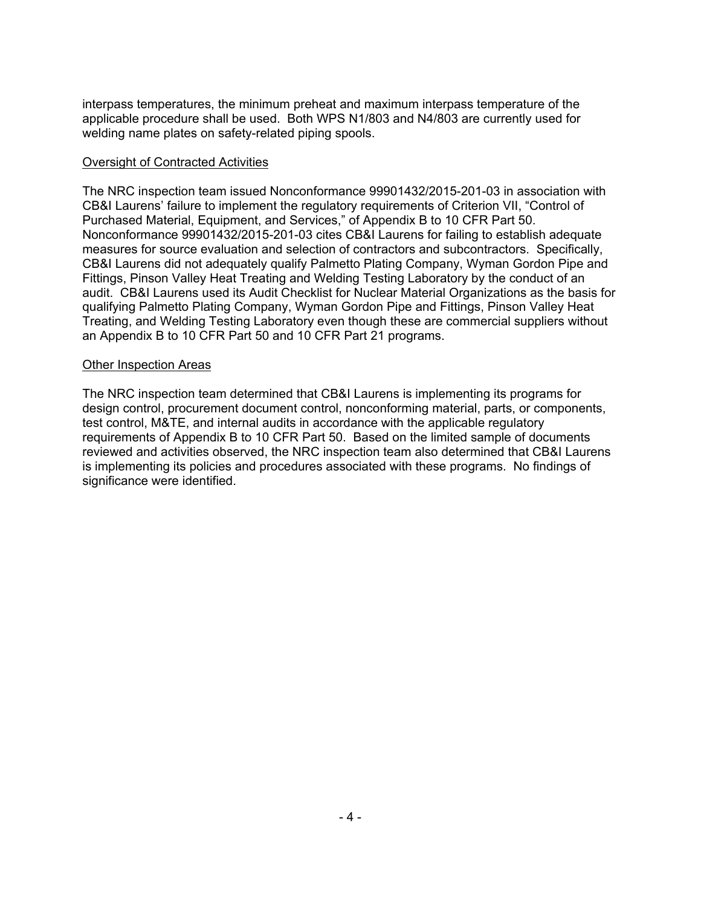interpass temperatures, the minimum preheat and maximum interpass temperature of the applicable procedure shall be used. Both WPS N1/803 and N4/803 are currently used for welding name plates on safety-related piping spools.

Oversight of Contracted Activities

The NRC inspection team issued Nonconformance 99901432/2015-201-03 in association with CB&I Laurens' failure to implement the regulatory requirements of Criterion VII, "Control of Purchased Material, Equipment, and Services," of Appendix B to 10 CFR Part 50. Nonconformance 99901432/2015-201-03 cites CB&I Laurens for failing to establish adequate measures for source evaluation and selection of contractors and subcontractors. Specifically, CB&I Laurens did not adequately qualify Palmetto Plating Company, Wyman Gordon Pipe and Fittings, Pinson Valley Heat Treating and Welding Testing Laboratory by the conduct of an audit. CB&I Laurens used its Audit Checklist for Nuclear Material Organizations as the basis for qualifying Palmetto Plating Company, Wyman Gordon Pipe and Fittings, Pinson Valley Heat Treating, and Welding Testing Laboratory even though these are commercial suppliers without an Appendix B to 10 CFR Part 50 and 10 CFR Part 21 programs.

Other Inspection Areas

The NRC inspection team determined that CB&I Laurens is implementing its programs for design control, procurement document control, nonconforming material, parts, or components, test control, M&TE, and internal audits in accordance with the applicable regulatory requirements of Appendix B to 10 CFR Part 50. Based on the limited sample of documents reviewed and activities observed, the NRC inspection team also determined that CB&I Laurens is implementing its policies and procedures associated with these programs. No findings of significance were identified.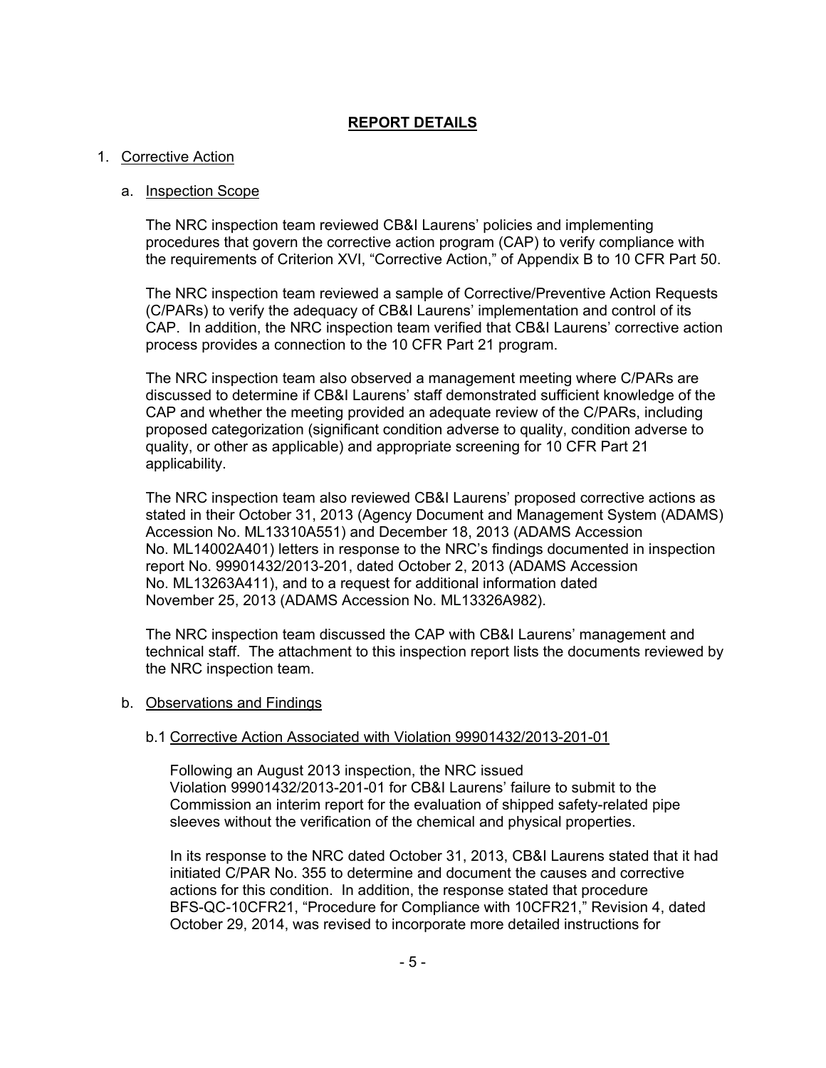## REPORT DETAILS

1. Corrective Action

   a. Inspection Scope

      The NRC inspection team reviewed CB&I Laurens' policies and implementing procedures that govern the corrective action program (CAP) to verify compliance with the requirements of Criterion XVI, "Corrective Action," of Appendix B to 10 CFR Part 50.

      The NRC inspection team reviewed a sample of Corrective/Preventive Action Requests (C/PARs) to verify the adequacy of CB&I Laurens' implementation and control of its CAP. In addition, the NRC inspection team verified that CB&I Laurens' corrective action process provides a connection to the 10 CFR Part 21 program.

      The NRC inspection team also observed a management meeting where C/PARs are discussed to determine if CB&I Laurens' staff demonstrated sufficient knowledge of the CAP and whether the meeting provided an adequate review of the C/PARs, including proposed categorization (significant condition adverse to quality, condition adverse to quality, or other as applicable) and appropriate screening for 10 CFR Part 21 applicability.

      The NRC inspection team also reviewed CB&I Laurens' proposed corrective actions as stated in their October 31, 2013 (Agency Document and Management System (ADAMS) Accession No. ML13310A551) and December 18, 2013 (ADAMS Accession No. ML14002A401) letters in response to the NRC's findings documented in inspection report No. 99901432/2013-201, dated October 2, 2013 (ADAMS Accession No. ML13263A411), and to a request for additional information dated November 25, 2013 (ADAMS Accession No. ML13326A982).

      The NRC inspection team discussed the CAP with CB&I Laurens' management and technical staff. The attachment to this inspection report lists the documents reviewed by the NRC inspection team.

   b. Observations and Findings

      b.1 Corrective Action Associated with Violation 99901432/2013-201-01

      Following an August 2013 inspection, the NRC issued Violation 99901432/2013-201-01 for CB&I Laurens' failure to submit to the Commission an interim report for the evaluation of shipped safety-related pipe sleeves without the verification of the chemical and physical properties.

      In its response to the NRC dated October 31, 2013, CB&I Laurens stated that it had initiated C/PAR No. 355 to determine and document the causes and corrective actions for this condition. In addition, the response stated that procedure BFS-QC-10CFR21, "Procedure for Compliance with 10CFR21," Revision 4, dated October 29, 2014, was revised to incorporate more detailed instructions for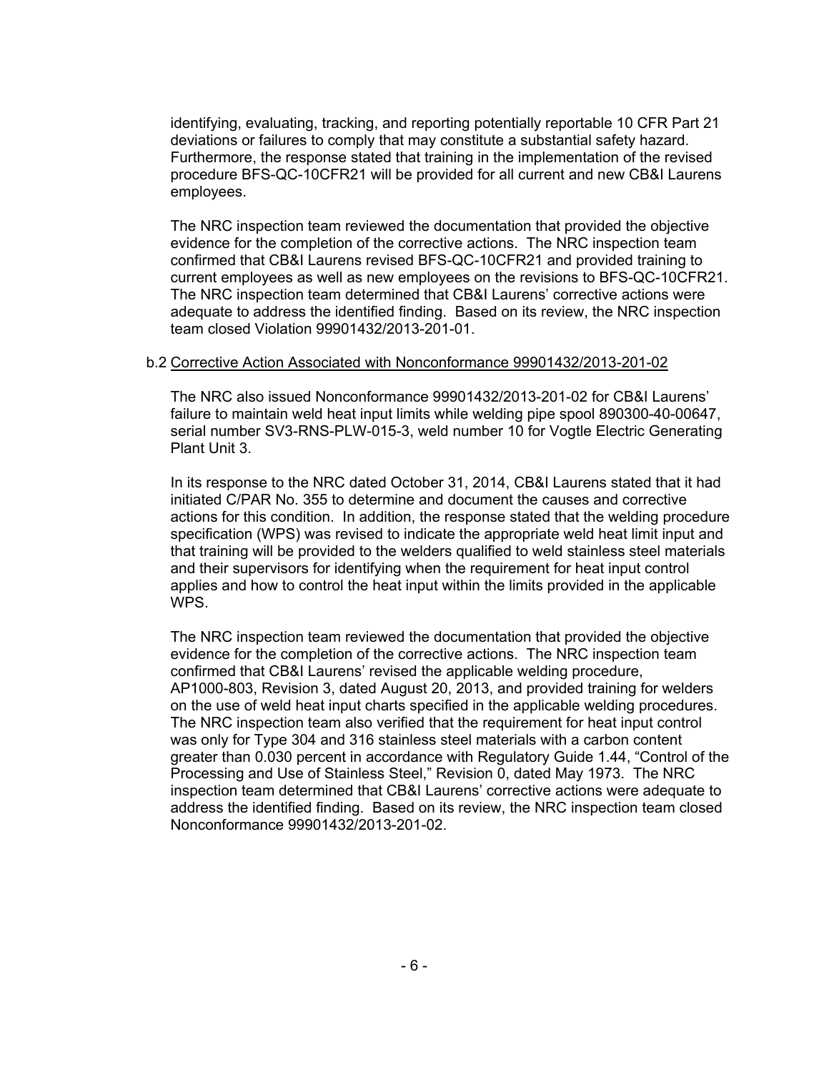identifying, evaluating, tracking, and reporting potentially reportable 10 CFR Part 21 deviations or failures to comply that may constitute a substantial safety hazard. Furthermore, the response stated that training in the implementation of the revised procedure BFS-QC-10CFR21 will be provided for all current and new CB&I Laurens employees.

The NRC inspection team reviewed the documentation that provided the objective evidence for the completion of the corrective actions. The NRC inspection team confirmed that CB&I Laurens revised BFS-QC-10CFR21 and provided training to current employees as well as new employees on the revisions to BFS-QC-10CFR21. The NRC inspection team determined that CB&I Laurens' corrective actions were adequate to address the identified finding. Based on its review, the NRC inspection team closed Violation 99901432/2013-201-01.

b.2 Corrective Action Associated with Nonconformance 99901432/2013-201-02

The NRC also issued Nonconformance 99901432/2013-201-02 for CB&I Laurens' failure to maintain weld heat input limits while welding pipe spool 890300-40-00647, serial number SV3-RNS-PLW-015-3, weld number 10 for Vogtle Electric Generating Plant Unit 3.

In its response to the NRC dated October 31, 2014, CB&I Laurens stated that it had initiated C/PAR No. 355 to determine and document the causes and corrective actions for this condition. In addition, the response stated that the welding procedure specification (WPS) was revised to indicate the appropriate weld heat limit input and that training will be provided to the welders qualified to weld stainless steel materials and their supervisors for identifying when the requirement for heat input control applies and how to control the heat input within the limits provided in the applicable WPS.

The NRC inspection team reviewed the documentation that provided the objective evidence for the completion of the corrective actions. The NRC inspection team confirmed that CB&I Laurens' revised the applicable welding procedure, AP1000-803, Revision 3, dated August 20, 2013, and provided training for welders on the use of weld heat input charts specified in the applicable welding procedures. The NRC inspection team also verified that the requirement for heat input control was only for Type 304 and 316 stainless steel materials with a carbon content greater than 0.030 percent in accordance with Regulatory Guide 1.44, "Control of the Processing and Use of Stainless Steel," Revision 0, dated May 1973. The NRC inspection team determined that CB&I Laurens' corrective actions were adequate to address the identified finding. Based on its review, the NRC inspection team closed Nonconformance 99901432/2013-201-02.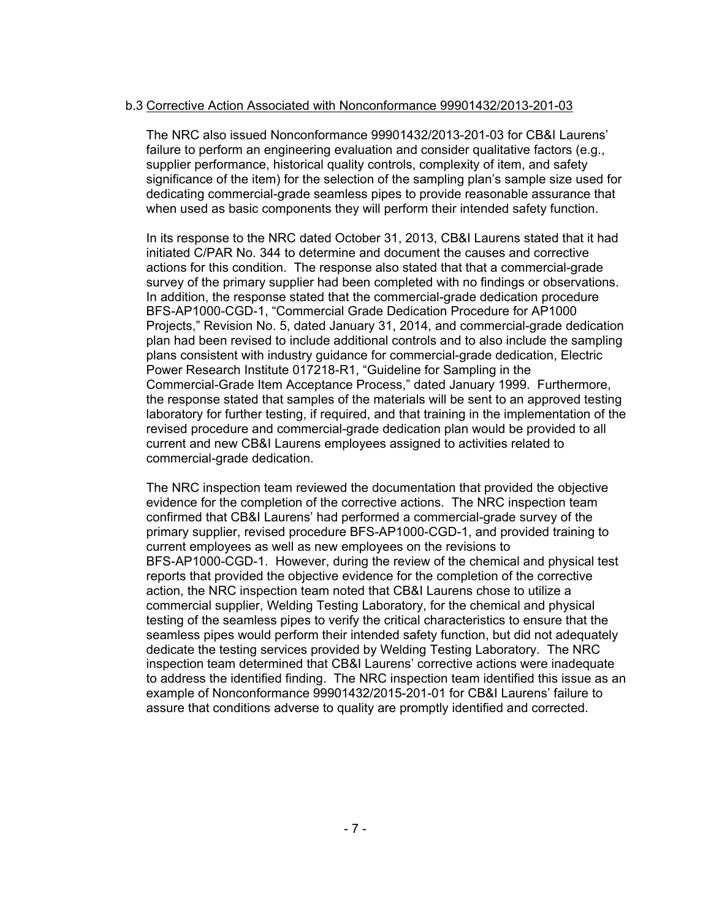b.3 Corrective Action Associated with Nonconformance 99901432/2013-201-03

The NRC also issued Nonconformance 99901432/2013-201-03 for CB&I Laurens' failure to perform an engineering evaluation and consider qualitative factors (e.g., supplier performance, historical quality controls, complexity of item, and safety significance of the item) for the selection of the sampling plan's sample size used for dedicating commercial-grade seamless pipes to provide reasonable assurance that when used as basic components they will perform their intended safety function.

In its response to the NRC dated October 31, 2013, CB&I Laurens stated that it had initiated C/PAR No. 344 to determine and document the causes and corrective actions for this condition. The response also stated that that a commercial-grade survey of the primary supplier had been completed with no findings or observations. In addition, the response stated that the commercial-grade dedication procedure BFS-AP1000-CGD-1, "Commercial Grade Dedication Procedure for AP1000 Projects," Revision No. 5, dated January 31, 2014, and commercial-grade dedication plan had been revised to include additional controls and to also include the sampling plans consistent with industry guidance for commercial-grade dedication, Electric Power Research Institute 017218-R1, "Guideline for Sampling in the Commercial-Grade Item Acceptance Process," dated January 1999. Furthermore, the response stated that samples of the materials will be sent to an approved testing laboratory for further testing, if required, and that training in the implementation of the revised procedure and commercial-grade dedication plan would be provided to all current and new CB&I Laurens employees assigned to activities related to commercial-grade dedication.

The NRC inspection team reviewed the documentation that provided the objective evidence for the completion of the corrective actions. The NRC inspection team confirmed that CB&I Laurens' had performed a commercial-grade survey of the primary supplier, revised procedure BFS-AP1000-CGD-1, and provided training to current employees as well as new employees on the revisions to BFS-AP1000-CGD-1. However, during the review of the chemical and physical test reports that provided the objective evidence for the completion of the corrective action, the NRC inspection team noted that CB&I Laurens chose to utilize a commercial supplier, Welding Testing Laboratory, for the chemical and physical testing of the seamless pipes to verify the critical characteristics to ensure that the seamless pipes would perform their intended safety function, but did not adequately dedicate the testing services provided by Welding Testing Laboratory. The NRC inspection team determined that CB&I Laurens' corrective actions were inadequate to address the identified finding. The NRC inspection team identified this issue as an example of Nonconformance 99901432/2015-201-01 for CB&I Laurens' failure to assure that conditions adverse to quality are promptly identified and corrected.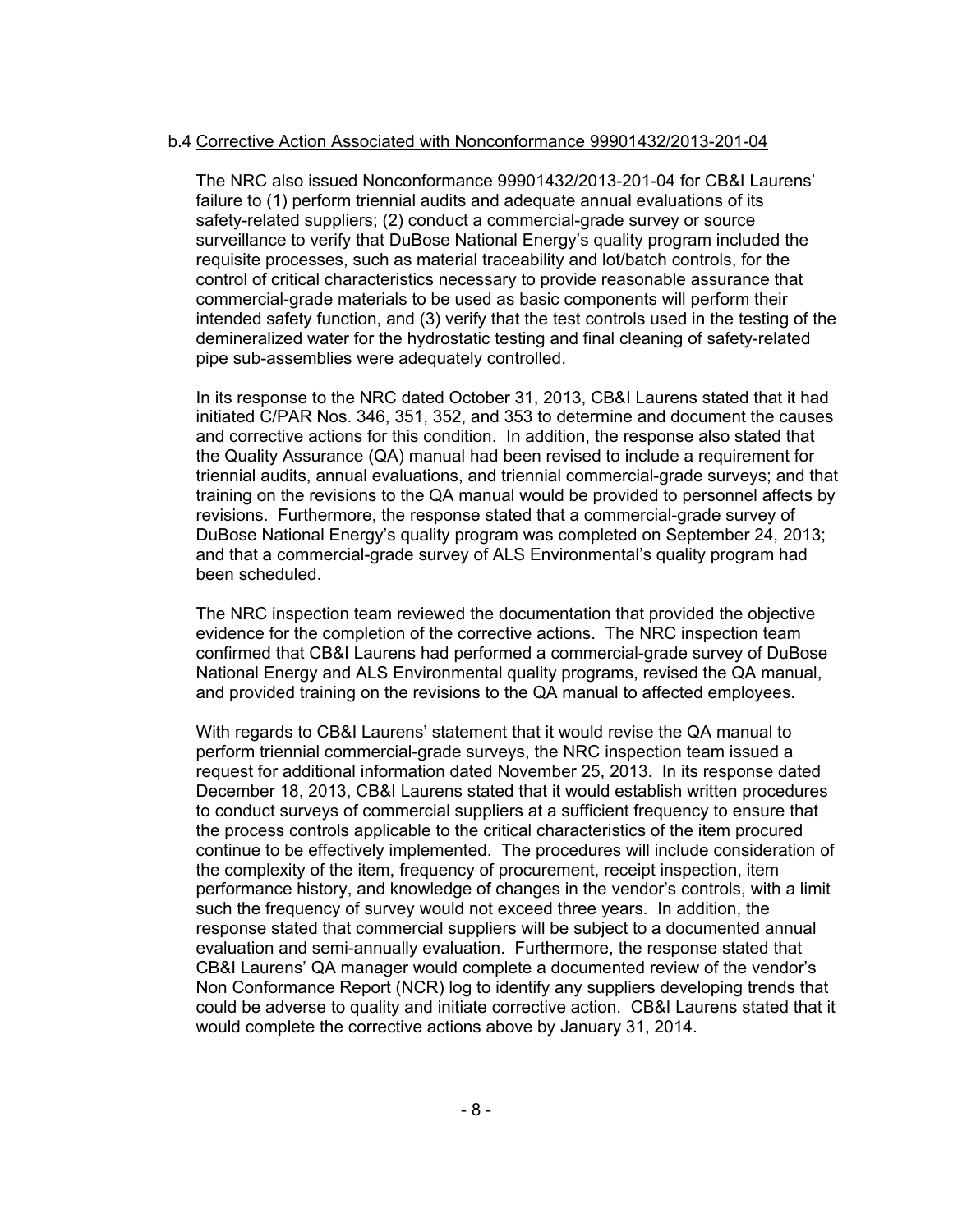b.4 <u>Corrective Action Associated with Nonconformance 99901432/2013-201-04</u>

The NRC also issued Nonconformance 99901432/2013-201-04 for CB&I Laurens' failure to (1) perform triennial audits and adequate annual evaluations of its safety-related suppliers; (2) conduct a commercial-grade survey or source surveillance to verify that DuBose National Energy's quality program included the requisite processes, such as material traceability and lot/batch controls, for the control of critical characteristics necessary to provide reasonable assurance that commercial-grade materials to be used as basic components will perform their intended safety function, and (3) verify that the test controls used in the testing of the demineralized water for the hydrostatic testing and final cleaning of safety-related pipe sub-assemblies were adequately controlled.

In its response to the NRC dated October 31, 2013, CB&I Laurens stated that it had initiated C/PAR Nos. 346, 351, 352, and 353 to determine and document the causes and corrective actions for this condition. In addition, the response also stated that the Quality Assurance (QA) manual had been revised to include a requirement for triennial audits, annual evaluations, and triennial commercial-grade surveys; and that training on the revisions to the QA manual would be provided to personnel affects by revisions. Furthermore, the response stated that a commercial-grade survey of DuBose National Energy's quality program was completed on September 24, 2013; and that a commercial-grade survey of ALS Environmental's quality program had been scheduled.

The NRC inspection team reviewed the documentation that provided the objective evidence for the completion of the corrective actions. The NRC inspection team confirmed that CB&I Laurens had performed a commercial-grade survey of DuBose National Energy and ALS Environmental quality programs, revised the QA manual, and provided training on the revisions to the QA manual to affected employees.

With regards to CB&I Laurens' statement that it would revise the QA manual to perform triennial commercial-grade surveys, the NRC inspection team issued a request for additional information dated November 25, 2013. In its response dated December 18, 2013, CB&I Laurens stated that it would establish written procedures to conduct surveys of commercial suppliers at a sufficient frequency to ensure that the process controls applicable to the critical characteristics of the item procured continue to be effectively implemented. The procedures will include consideration of the complexity of the item, frequency of procurement, receipt inspection, item performance history, and knowledge of changes in the vendor's controls, with a limit such the frequency of survey would not exceed three years. In addition, the response stated that commercial suppliers will be subject to a documented annual evaluation and semi-annually evaluation. Furthermore, the response stated that CB&I Laurens' QA manager would complete a documented review of the vendor's Non Conformance Report (NCR) log to identify any suppliers developing trends that could be adverse to quality and initiate corrective action. CB&I Laurens stated that it would complete the corrective actions above by January 31, 2014.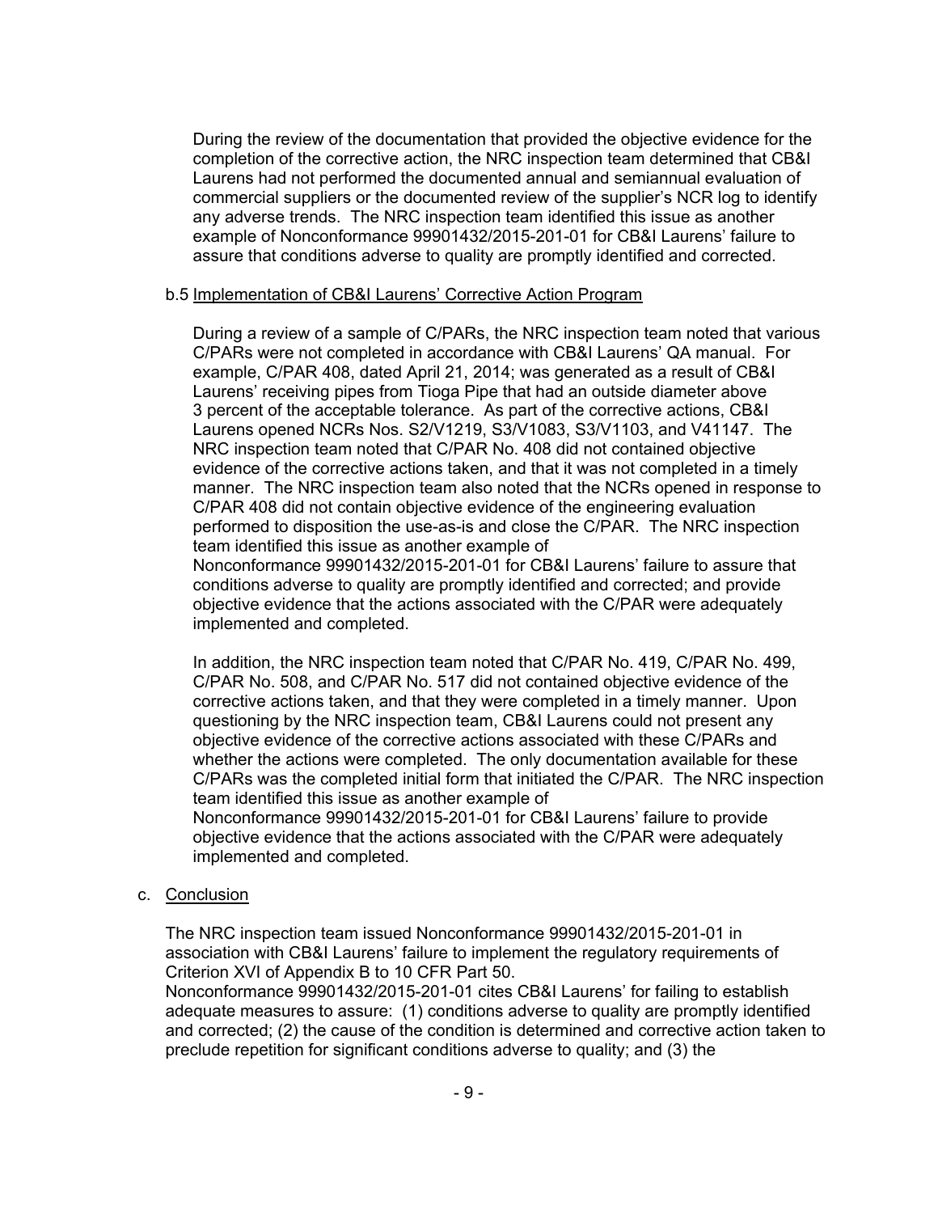During the review of the documentation that provided the objective evidence for the completion of the corrective action, the NRC inspection team determined that CB&I Laurens had not performed the documented annual and semiannual evaluation of commercial suppliers or the documented review of the supplier's NCR log to identify any adverse trends. The NRC inspection team identified this issue as another example of Nonconformance 99901432/2015-201-01 for CB&I Laurens' failure to assure that conditions adverse to quality are promptly identified and corrected.

b.5 Implementation of CB&I Laurens' Corrective Action Program

During a review of a sample of C/PARs, the NRC inspection team noted that various C/PARs were not completed in accordance with CB&I Laurens' QA manual. For example, C/PAR 408, dated April 21, 2014; was generated as a result of CB&I Laurens' receiving pipes from Tioga Pipe that had an outside diameter above 3 percent of the acceptable tolerance. As part of the corrective actions, CB&I Laurens opened NCRs Nos. S2/V1219, S3/V1083, S3/V1103, and V41147. The NRC inspection team noted that C/PAR No. 408 did not contained objective evidence of the corrective actions taken, and that it was not completed in a timely manner. The NRC inspection team also noted that the NCRs opened in response to C/PAR 408 did not contain objective evidence of the engineering evaluation performed to disposition the use-as-is and close the C/PAR. The NRC inspection team identified this issue as another example of Nonconformance 99901432/2015-201-01 for CB&I Laurens' failure to assure that conditions adverse to quality are promptly identified and corrected; and provide objective evidence that the actions associated with the C/PAR were adequately implemented and completed.

In addition, the NRC inspection team noted that C/PAR No. 419, C/PAR No. 499, C/PAR No. 508, and C/PAR No. 517 did not contained objective evidence of the corrective actions taken, and that they were completed in a timely manner. Upon questioning by the NRC inspection team, CB&I Laurens could not present any objective evidence of the corrective actions associated with these C/PARs and whether the actions were completed. The only documentation available for these C/PARs was the completed initial form that initiated the C/PAR. The NRC inspection team identified this issue as another example of Nonconformance 99901432/2015-201-01 for CB&I Laurens' failure to provide objective evidence that the actions associated with the C/PAR were adequately implemented and completed.

c. Conclusion

The NRC inspection team issued Nonconformance 99901432/2015-201-01 in association with CB&I Laurens' failure to implement the regulatory requirements of Criterion XVI of Appendix B to 10 CFR Part 50.
Nonconformance 99901432/2015-201-01 cites CB&I Laurens' for failing to establish adequate measures to assure: (1) conditions adverse to quality are promptly identified and corrected; (2) the cause of the condition is determined and corrective action taken to preclude repetition for significant conditions adverse to quality; and (3) the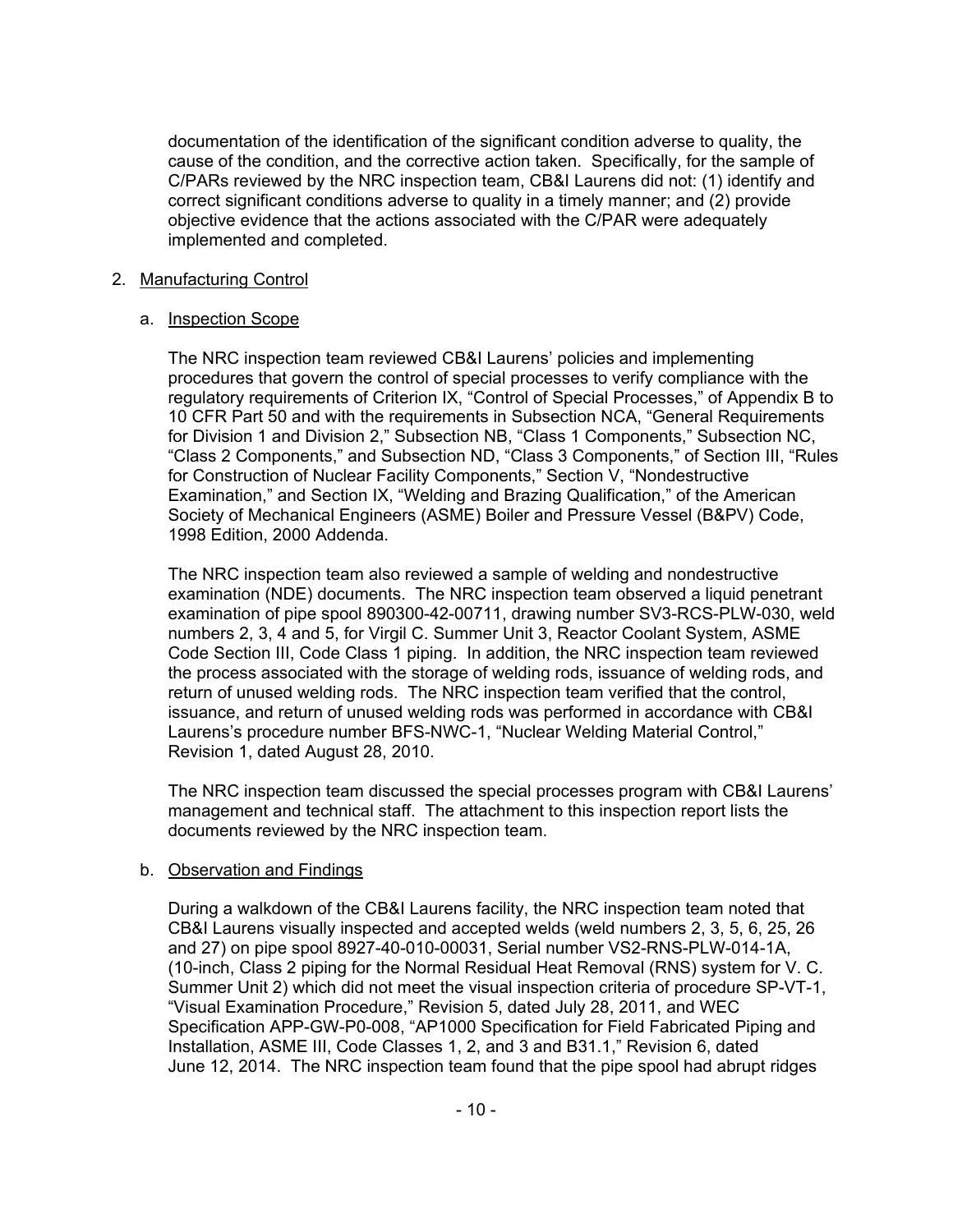documentation of the identification of the significant condition adverse to quality, the cause of the condition, and the corrective action taken. Specifically, for the sample of C/PARs reviewed by the NRC inspection team, CB&I Laurens did not: (1) identify and correct significant conditions adverse to quality in a timely manner; and (2) provide objective evidence that the actions associated with the C/PAR were adequately implemented and completed.

2. Manufacturing Control

   a. Inspection Scope

      The NRC inspection team reviewed CB&I Laurens' policies and implementing procedures that govern the control of special processes to verify compliance with the regulatory requirements of Criterion IX, "Control of Special Processes," of Appendix B to 10 CFR Part 50 and with the requirements in Subsection NCA, "General Requirements for Division 1 and Division 2," Subsection NB, "Class 1 Components," Subsection NC, "Class 2 Components," and Subsection ND, "Class 3 Components," of Section III, "Rules for Construction of Nuclear Facility Components," Section V, "Nondestructive Examination," and Section IX, "Welding and Brazing Qualification," of the American Society of Mechanical Engineers (ASME) Boiler and Pressure Vessel (B&PV) Code, 1998 Edition, 2000 Addenda.

      The NRC inspection team also reviewed a sample of welding and nondestructive examination (NDE) documents. The NRC inspection team observed a liquid penetrant examination of pipe spool 890300-42-00711, drawing number SV3-RCS-PLW-030, weld numbers 2, 3, 4 and 5, for Virgil C. Summer Unit 3, Reactor Coolant System, ASME Code Section III, Code Class 1 piping. In addition, the NRC inspection team reviewed the process associated with the storage of welding rods, issuance of welding rods, and return of unused welding rods. The NRC inspection team verified that the control, issuance, and return of unused welding rods was performed in accordance with CB&I Laurens's procedure number BFS-NWC-1, "Nuclear Welding Material Control," Revision 1, dated August 28, 2010.

      The NRC inspection team discussed the special processes program with CB&I Laurens' management and technical staff. The attachment to this inspection report lists the documents reviewed by the NRC inspection team.

   b. Observation and Findings

      During a walkdown of the CB&I Laurens facility, the NRC inspection team noted that CB&I Laurens visually inspected and accepted welds (weld numbers 2, 3, 5, 6, 25, 26 and 27) on pipe spool 8927-40-010-00031, Serial number VS2-RNS-PLW-014-1A, (10-inch, Class 2 piping for the Normal Residual Heat Removal (RNS) system for V. C. Summer Unit 2) which did not meet the visual inspection criteria of procedure SP-VT-1, "Visual Examination Procedure," Revision 5, dated July 28, 2011, and WEC Specification APP-GW-P0-008, "AP1000 Specification for Field Fabricated Piping and Installation, ASME III, Code Classes 1, 2, and 3 and B31.1," Revision 6, dated June 12, 2014. The NRC inspection team found that the pipe spool had abrupt ridges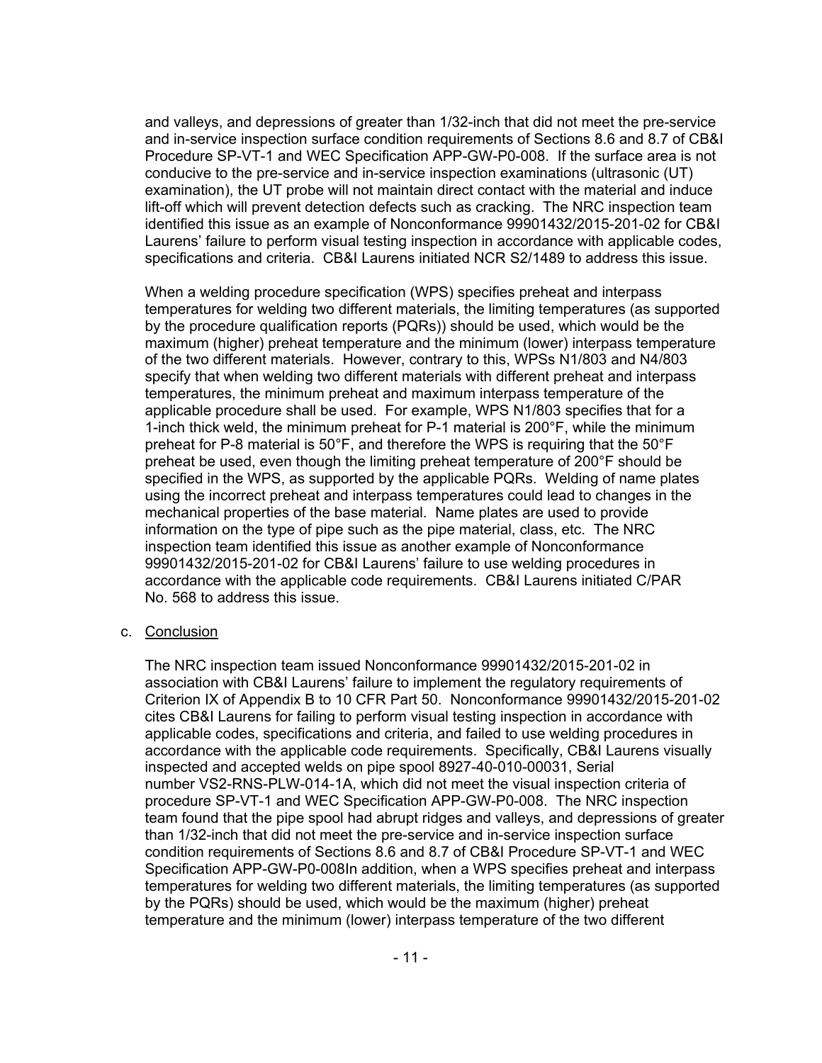and valleys, and depressions of greater than 1/32-inch that did not meet the pre-service and in-service inspection surface condition requirements of Sections 8.6 and 8.7 of CB&I Procedure SP-VT-1 and WEC Specification APP-GW-P0-008. If the surface area is not conducive to the pre-service and in-service inspection examinations (ultrasonic (UT) examination), the UT probe will not maintain direct contact with the material and induce lift-off which will prevent detection defects such as cracking. The NRC inspection team identified this issue as an example of Nonconformance 99901432/2015-201-02 for CB&I Laurens' failure to perform visual testing inspection in accordance with applicable codes, specifications and criteria. CB&I Laurens initiated NCR S2/1489 to address this issue.

When a welding procedure specification (WPS) specifies preheat and interpass temperatures for welding two different materials, the limiting temperatures (as supported by the procedure qualification reports (PQRs)) should be used, which would be the maximum (higher) preheat temperature and the minimum (lower) interpass temperature of the two different materials. However, contrary to this, WPSs N1/803 and N4/803 specify that when welding two different materials with different preheat and interpass temperatures, the minimum preheat and maximum interpass temperature of the applicable procedure shall be used. For example, WPS N1/803 specifies that for a 1-inch thick weld, the minimum preheat for P-1 material is 200°F, while the minimum preheat for P-8 material is 50°F, and therefore the WPS is requiring that the 50°F preheat be used, even though the limiting preheat temperature of 200°F should be specified in the WPS, as supported by the applicable PQRs. Welding of name plates using the incorrect preheat and interpass temperatures could lead to changes in the mechanical properties of the base material. Name plates are used to provide information on the type of pipe such as the pipe material, class, etc. The NRC inspection team identified this issue as another example of Nonconformance 99901432/2015-201-02 for CB&I Laurens' failure to use welding procedures in accordance with the applicable code requirements. CB&I Laurens initiated C/PAR No. 568 to address this issue.

c. Conclusion

The NRC inspection team issued Nonconformance 99901432/2015-201-02 in association with CB&I Laurens' failure to implement the regulatory requirements of Criterion IX of Appendix B to 10 CFR Part 50. Nonconformance 99901432/2015-201-02 cites CB&I Laurens for failing to perform visual testing inspection in accordance with applicable codes, specifications and criteria, and failed to use welding procedures in accordance with the applicable code requirements. Specifically, CB&I Laurens visually inspected and accepted welds on pipe spool 8927-40-010-00031, Serial number VS2-RNS-PLW-014-1A, which did not meet the visual inspection criteria of procedure SP-VT-1 and WEC Specification APP-GW-P0-008. The NRC inspection team found that the pipe spool had abrupt ridges and valleys, and depressions of greater than 1/32-inch that did not meet the pre-service and in-service inspection surface condition requirements of Sections 8.6 and 8.7 of CB&I Procedure SP-VT-1 and WEC Specification APP-GW-P0-008In addition, when a WPS specifies preheat and interpass temperatures for welding two different materials, the limiting temperatures (as supported by the PQRs) should be used, which would be the maximum (higher) preheat temperature and the minimum (lower) interpass temperature of the two different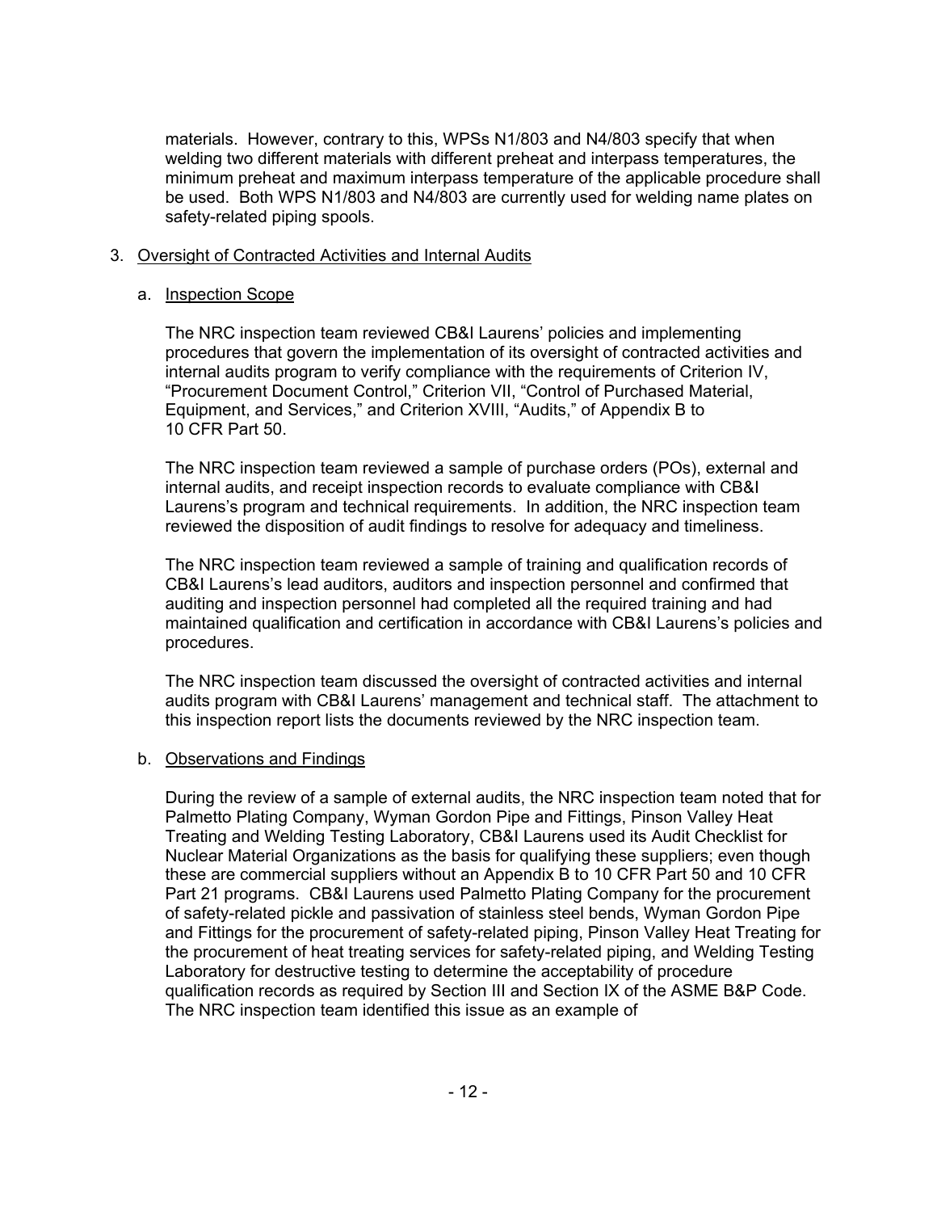materials. However, contrary to this, WPSs N1/803 and N4/803 specify that when welding two different materials with different preheat and interpass temperatures, the minimum preheat and maximum interpass temperature of the applicable procedure shall be used. Both WPS N1/803 and N4/803 are currently used for welding name plates on safety-related piping spools.

3. Oversight of Contracted Activities and Internal Audits

   a. Inspection Scope

      The NRC inspection team reviewed CB&I Laurens' policies and implementing procedures that govern the implementation of its oversight of contracted activities and internal audits program to verify compliance with the requirements of Criterion IV, "Procurement Document Control," Criterion VII, "Control of Purchased Material, Equipment, and Services," and Criterion XVIII, "Audits," of Appendix B to 10 CFR Part 50.

      The NRC inspection team reviewed a sample of purchase orders (POs), external and internal audits, and receipt inspection records to evaluate compliance with CB&I Laurens's program and technical requirements. In addition, the NRC inspection team reviewed the disposition of audit findings to resolve for adequacy and timeliness.

      The NRC inspection team reviewed a sample of training and qualification records of CB&I Laurens's lead auditors, auditors and inspection personnel and confirmed that auditing and inspection personnel had completed all the required training and had maintained qualification and certification in accordance with CB&I Laurens's policies and procedures.

      The NRC inspection team discussed the oversight of contracted activities and internal audits program with CB&I Laurens' management and technical staff. The attachment to this inspection report lists the documents reviewed by the NRC inspection team.

   b. Observations and Findings

      During the review of a sample of external audits, the NRC inspection team noted that for Palmetto Plating Company, Wyman Gordon Pipe and Fittings, Pinson Valley Heat Treating and Welding Testing Laboratory, CB&I Laurens used its Audit Checklist for Nuclear Material Organizations as the basis for qualifying these suppliers; even though these are commercial suppliers without an Appendix B to 10 CFR Part 50 and 10 CFR Part 21 programs. CB&I Laurens used Palmetto Plating Company for the procurement of safety-related pickle and passivation of stainless steel bends, Wyman Gordon Pipe and Fittings for the procurement of safety-related piping, Pinson Valley Heat Treating for the procurement of heat treating services for safety-related piping, and Welding Testing Laboratory for destructive testing to determine the acceptability of procedure qualification records as required by Section III and Section IX of the ASME B&P Code. The NRC inspection team identified this issue as an example of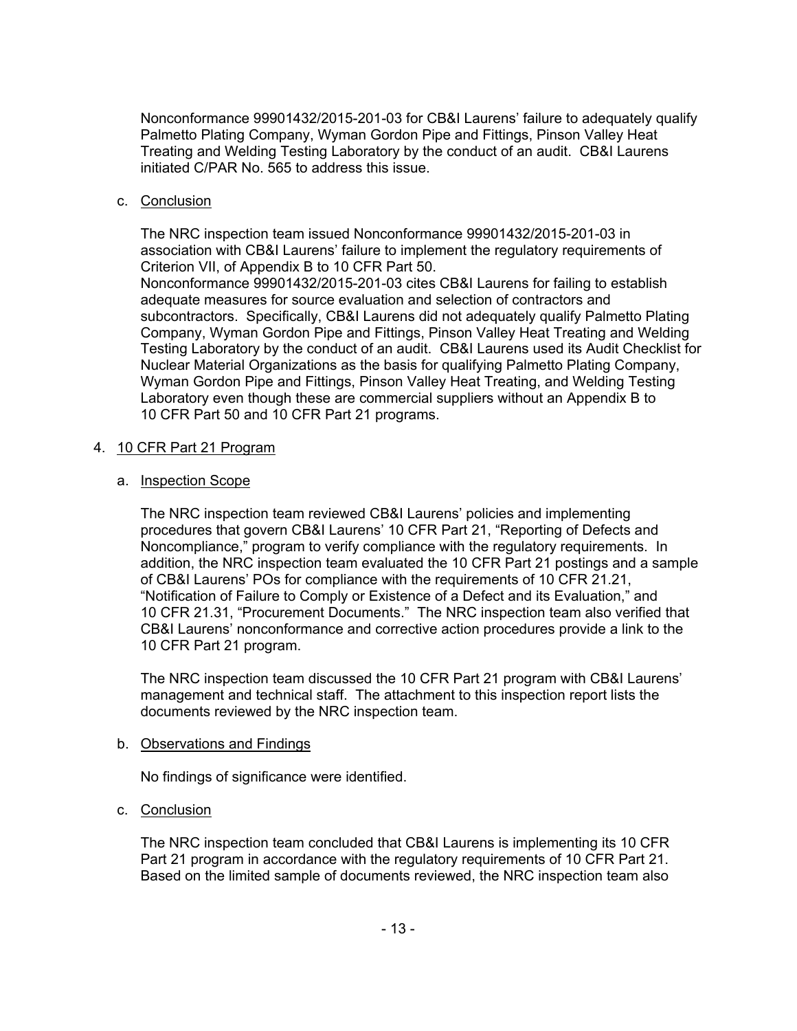Nonconformance 99901432/2015-201-03 for CB&I Laurens' failure to adequately qualify Palmetto Plating Company, Wyman Gordon Pipe and Fittings, Pinson Valley Heat Treating and Welding Testing Laboratory by the conduct of an audit. CB&I Laurens initiated C/PAR No. 565 to address this issue.

c. Conclusion

The NRC inspection team issued Nonconformance 99901432/2015-201-03 in association with CB&I Laurens' failure to implement the regulatory requirements of Criterion VII, of Appendix B to 10 CFR Part 50.
Nonconformance 99901432/2015-201-03 cites CB&I Laurens for failing to establish adequate measures for source evaluation and selection of contractors and subcontractors. Specifically, CB&I Laurens did not adequately qualify Palmetto Plating Company, Wyman Gordon Pipe and Fittings, Pinson Valley Heat Treating and Welding Testing Laboratory by the conduct of an audit. CB&I Laurens used its Audit Checklist for Nuclear Material Organizations as the basis for qualifying Palmetto Plating Company, Wyman Gordon Pipe and Fittings, Pinson Valley Heat Treating, and Welding Testing Laboratory even though these are commercial suppliers without an Appendix B to 10 CFR Part 50 and 10 CFR Part 21 programs.

4. 10 CFR Part 21 Program

a. Inspection Scope

The NRC inspection team reviewed CB&I Laurens' policies and implementing procedures that govern CB&I Laurens' 10 CFR Part 21, "Reporting of Defects and Noncompliance," program to verify compliance with the regulatory requirements. In addition, the NRC inspection team evaluated the 10 CFR Part 21 postings and a sample of CB&I Laurens' POs for compliance with the requirements of 10 CFR 21.21, "Notification of Failure to Comply or Existence of a Defect and its Evaluation," and 10 CFR 21.31, "Procurement Documents." The NRC inspection team also verified that CB&I Laurens' nonconformance and corrective action procedures provide a link to the 10 CFR Part 21 program.

The NRC inspection team discussed the 10 CFR Part 21 program with CB&I Laurens' management and technical staff. The attachment to this inspection report lists the documents reviewed by the NRC inspection team.

b. Observations and Findings

No findings of significance were identified.

c. Conclusion

The NRC inspection team concluded that CB&I Laurens is implementing its 10 CFR Part 21 program in accordance with the regulatory requirements of 10 CFR Part 21. Based on the limited sample of documents reviewed, the NRC inspection team also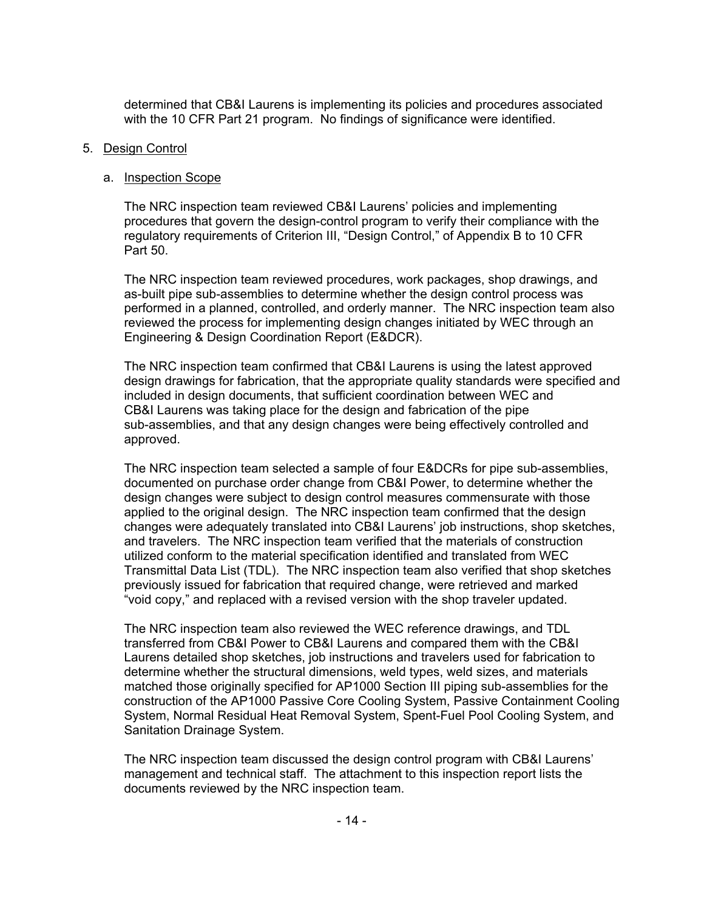determined that CB&I Laurens is implementing its policies and procedures associated with the 10 CFR Part 21 program. No findings of significance were identified.

5. Design Control

   a. Inspection Scope

   The NRC inspection team reviewed CB&I Laurens' policies and implementing procedures that govern the design-control program to verify their compliance with the regulatory requirements of Criterion III, "Design Control," of Appendix B to 10 CFR Part 50.

   The NRC inspection team reviewed procedures, work packages, shop drawings, and as-built pipe sub-assemblies to determine whether the design control process was performed in a planned, controlled, and orderly manner. The NRC inspection team also reviewed the process for implementing design changes initiated by WEC through an Engineering & Design Coordination Report (E&DCR).

   The NRC inspection team confirmed that CB&I Laurens is using the latest approved design drawings for fabrication, that the appropriate quality standards were specified and included in design documents, that sufficient coordination between WEC and CB&I Laurens was taking place for the design and fabrication of the pipe sub-assemblies, and that any design changes were being effectively controlled and approved.

   The NRC inspection team selected a sample of four E&DCRs for pipe sub-assemblies, documented on purchase order change from CB&I Power, to determine whether the design changes were subject to design control measures commensurate with those applied to the original design. The NRC inspection team confirmed that the design changes were adequately translated into CB&I Laurens' job instructions, shop sketches, and travelers. The NRC inspection team verified that the materials of construction utilized conform to the material specification identified and translated from WEC Transmittal Data List (TDL). The NRC inspection team also verified that shop sketches previously issued for fabrication that required change, were retrieved and marked "void copy," and replaced with a revised version with the shop traveler updated.

   The NRC inspection team also reviewed the WEC reference drawings, and TDL transferred from CB&I Power to CB&I Laurens and compared them with the CB&I Laurens detailed shop sketches, job instructions and travelers used for fabrication to determine whether the structural dimensions, weld types, weld sizes, and materials matched those originally specified for AP1000 Section III piping sub-assemblies for the construction of the AP1000 Passive Core Cooling System, Passive Containment Cooling System, Normal Residual Heat Removal System, Spent-Fuel Pool Cooling System, and Sanitation Drainage System.

   The NRC inspection team discussed the design control program with CB&I Laurens' management and technical staff. The attachment to this inspection report lists the documents reviewed by the NRC inspection team.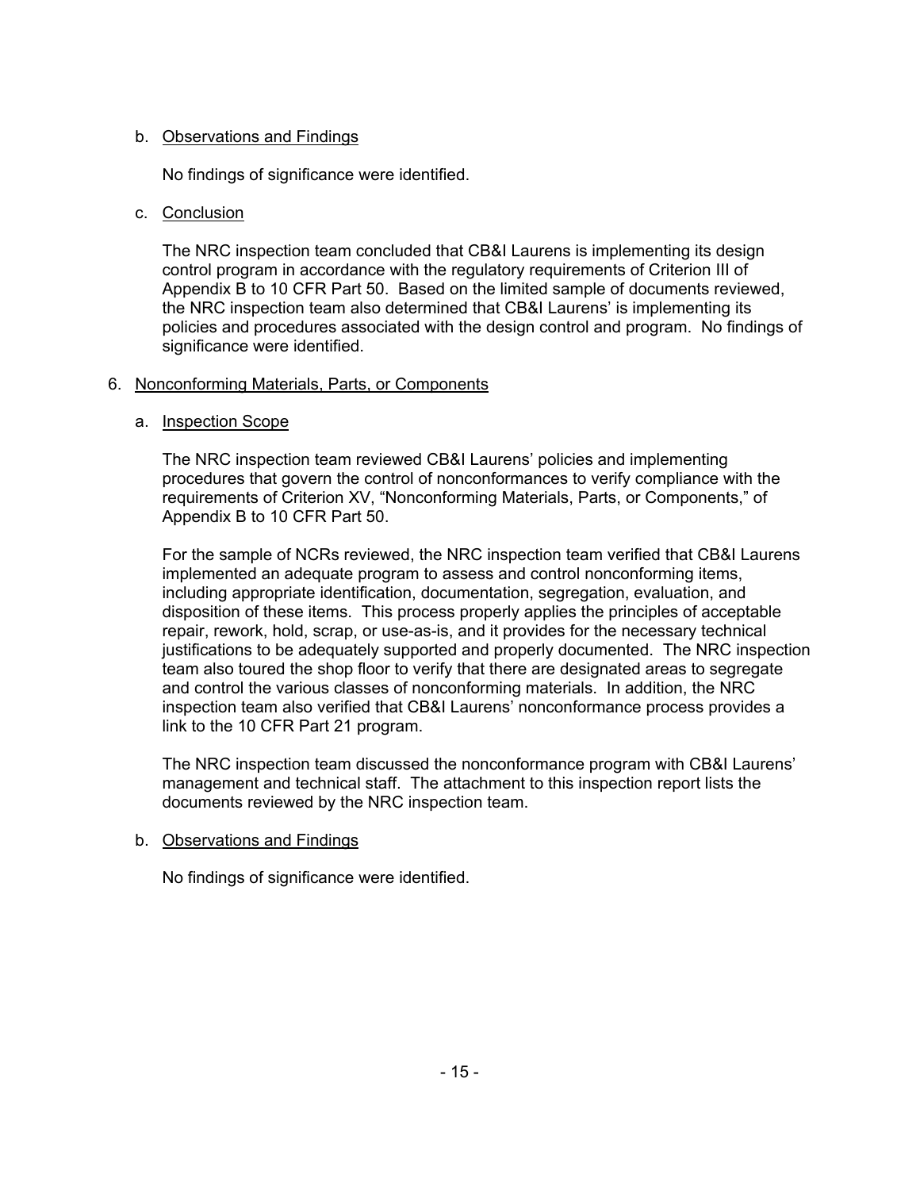b. Observations and Findings

No findings of significance were identified.

c. Conclusion

The NRC inspection team concluded that CB&I Laurens is implementing its design control program in accordance with the regulatory requirements of Criterion III of Appendix B to 10 CFR Part 50. Based on the limited sample of documents reviewed, the NRC inspection team also determined that CB&I Laurens' is implementing its policies and procedures associated with the design control and program. No findings of significance were identified.

6. Nonconforming Materials, Parts, or Components

a. Inspection Scope

The NRC inspection team reviewed CB&I Laurens' policies and implementing procedures that govern the control of nonconformances to verify compliance with the requirements of Criterion XV, "Nonconforming Materials, Parts, or Components," of Appendix B to 10 CFR Part 50.

For the sample of NCRs reviewed, the NRC inspection team verified that CB&I Laurens implemented an adequate program to assess and control nonconforming items, including appropriate identification, documentation, segregation, evaluation, and disposition of these items. This process properly applies the principles of acceptable repair, rework, hold, scrap, or use-as-is, and it provides for the necessary technical justifications to be adequately supported and properly documented. The NRC inspection team also toured the shop floor to verify that there are designated areas to segregate and control the various classes of nonconforming materials. In addition, the NRC inspection team also verified that CB&I Laurens' nonconformance process provides a link to the 10 CFR Part 21 program.

The NRC inspection team discussed the nonconformance program with CB&I Laurens' management and technical staff. The attachment to this inspection report lists the documents reviewed by the NRC inspection team.

b. Observations and Findings

No findings of significance were identified.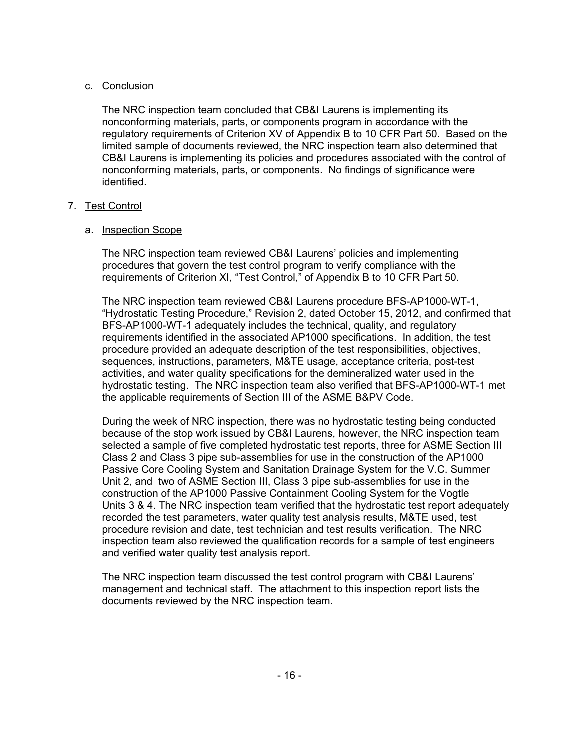c. Conclusion

The NRC inspection team concluded that CB&I Laurens is implementing its nonconforming materials, parts, or components program in accordance with the regulatory requirements of Criterion XV of Appendix B to 10 CFR Part 50. Based on the limited sample of documents reviewed, the NRC inspection team also determined that CB&I Laurens is implementing its policies and procedures associated with the control of nonconforming materials, parts, or components. No findings of significance were identified.

7. Test Control

a. Inspection Scope

The NRC inspection team reviewed CB&I Laurens' policies and implementing procedures that govern the test control program to verify compliance with the requirements of Criterion XI, "Test Control," of Appendix B to 10 CFR Part 50.

The NRC inspection team reviewed CB&I Laurens procedure BFS-AP1000-WT-1, "Hydrostatic Testing Procedure," Revision 2, dated October 15, 2012, and confirmed that BFS-AP1000-WT-1 adequately includes the technical, quality, and regulatory requirements identified in the associated AP1000 specifications. In addition, the test procedure provided an adequate description of the test responsibilities, objectives, sequences, instructions, parameters, M&TE usage, acceptance criteria, post-test activities, and water quality specifications for the demineralized water used in the hydrostatic testing. The NRC inspection team also verified that BFS-AP1000-WT-1 met the applicable requirements of Section III of the ASME B&PV Code.

During the week of NRC inspection, there was no hydrostatic testing being conducted because of the stop work issued by CB&I Laurens, however, the NRC inspection team selected a sample of five completed hydrostatic test reports, three for ASME Section III Class 2 and Class 3 pipe sub-assemblies for use in the construction of the AP1000 Passive Core Cooling System and Sanitation Drainage System for the V.C. Summer Unit 2, and two of ASME Section III, Class 3 pipe sub-assemblies for use in the construction of the AP1000 Passive Containment Cooling System for the Vogtle Units 3 & 4. The NRC inspection team verified that the hydrostatic test report adequately recorded the test parameters, water quality test analysis results, M&TE used, test procedure revision and date, test technician and test results verification. The NRC inspection team also reviewed the qualification records for a sample of test engineers and verified water quality test analysis report.

The NRC inspection team discussed the test control program with CB&I Laurens' management and technical staff. The attachment to this inspection report lists the documents reviewed by the NRC inspection team.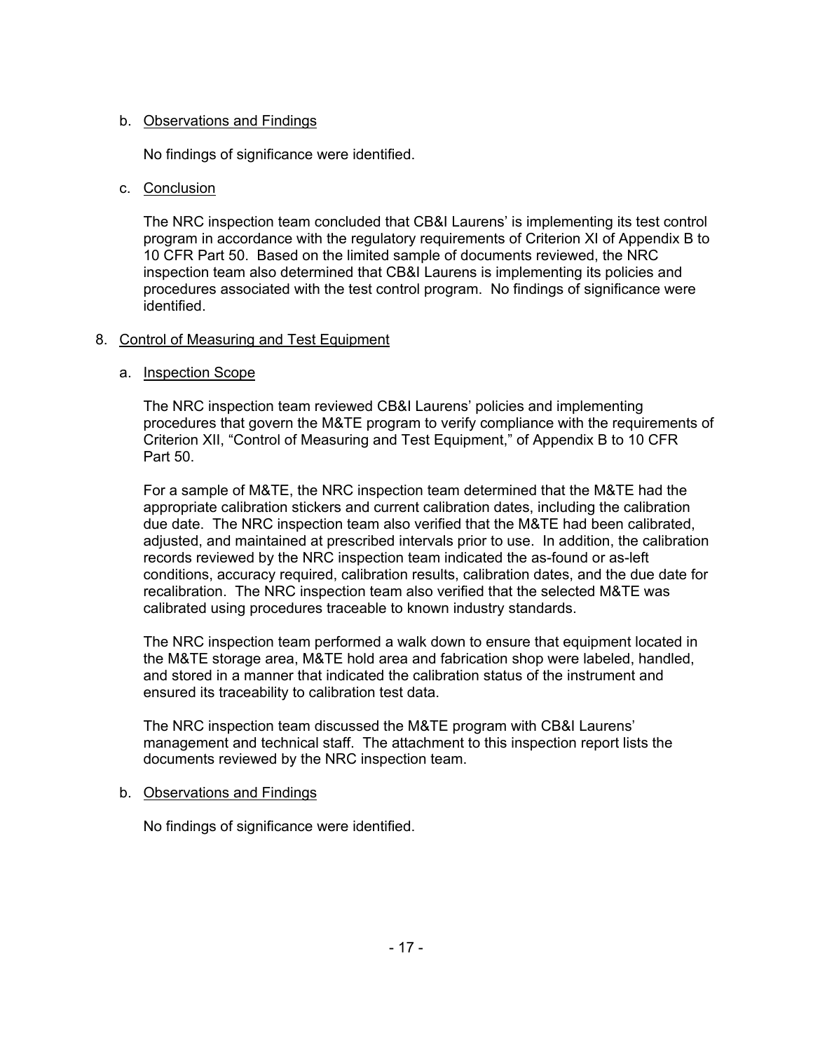b. Observations and Findings

No findings of significance were identified.

c. Conclusion

The NRC inspection team concluded that CB&I Laurens' is implementing its test control program in accordance with the regulatory requirements of Criterion XI of Appendix B to 10 CFR Part 50. Based on the limited sample of documents reviewed, the NRC inspection team also determined that CB&I Laurens is implementing its policies and procedures associated with the test control program. No findings of significance were identified.

8. Control of Measuring and Test Equipment

a. Inspection Scope

The NRC inspection team reviewed CB&I Laurens' policies and implementing procedures that govern the M&TE program to verify compliance with the requirements of Criterion XII, "Control of Measuring and Test Equipment," of Appendix B to 10 CFR Part 50.

For a sample of M&TE, the NRC inspection team determined that the M&TE had the appropriate calibration stickers and current calibration dates, including the calibration due date. The NRC inspection team also verified that the M&TE had been calibrated, adjusted, and maintained at prescribed intervals prior to use. In addition, the calibration records reviewed by the NRC inspection team indicated the as-found or as-left conditions, accuracy required, calibration results, calibration dates, and the due date for recalibration. The NRC inspection team also verified that the selected M&TE was calibrated using procedures traceable to known industry standards.

The NRC inspection team performed a walk down to ensure that equipment located in the M&TE storage area, M&TE hold area and fabrication shop were labeled, handled, and stored in a manner that indicated the calibration status of the instrument and ensured its traceability to calibration test data.

The NRC inspection team discussed the M&TE program with CB&I Laurens' management and technical staff. The attachment to this inspection report lists the documents reviewed by the NRC inspection team.

b. Observations and Findings

No findings of significance were identified.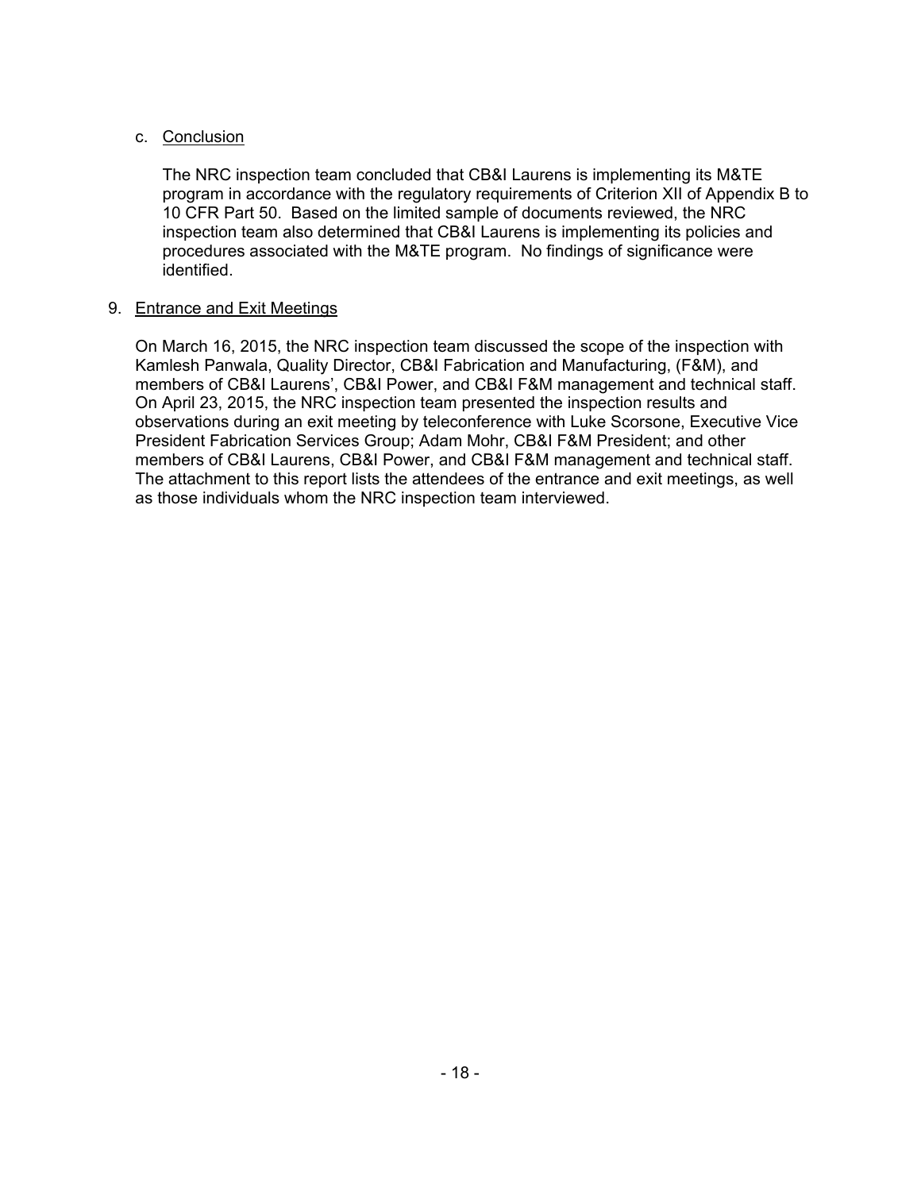c. Conclusion

The NRC inspection team concluded that CB&I Laurens is implementing its M&TE program in accordance with the regulatory requirements of Criterion XII of Appendix B to 10 CFR Part 50. Based on the limited sample of documents reviewed, the NRC inspection team also determined that CB&I Laurens is implementing its policies and procedures associated with the M&TE program. No findings of significance were identified.

9. Entrance and Exit Meetings

On March 16, 2015, the NRC inspection team discussed the scope of the inspection with Kamlesh Panwala, Quality Director, CB&I Fabrication and Manufacturing, (F&M), and members of CB&I Laurens', CB&I Power, and CB&I F&M management and technical staff. On April 23, 2015, the NRC inspection team presented the inspection results and observations during an exit meeting by teleconference with Luke Scorsone, Executive Vice President Fabrication Services Group; Adam Mohr, CB&I F&M President; and other members of CB&I Laurens, CB&I Power, and CB&I F&M management and technical staff. The attachment to this report lists the attendees of the entrance and exit meetings, as well as those individuals whom the NRC inspection team interviewed.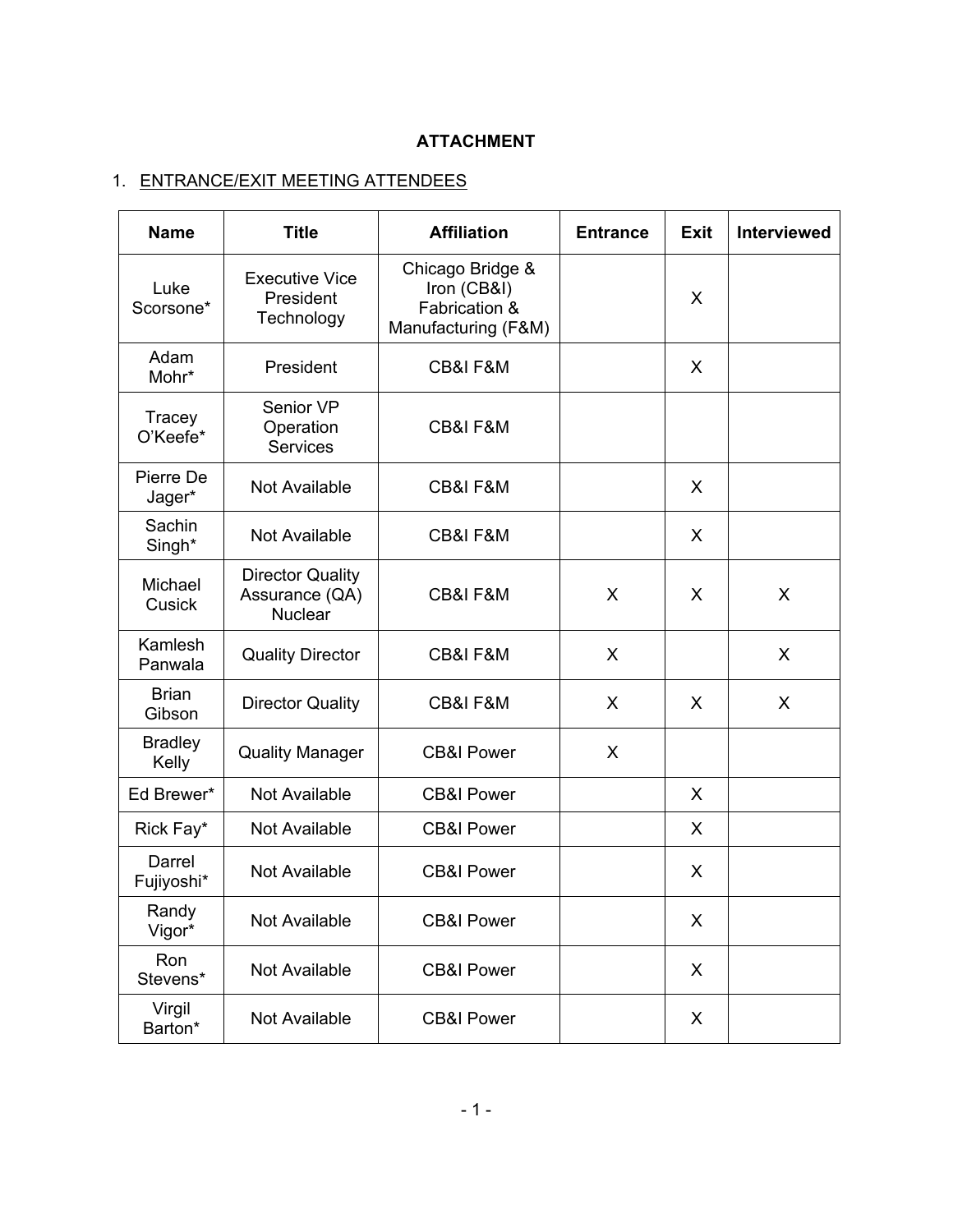## ATTACHMENT

1. ENTRANCE/EXIT MEETING ATTENDEES

| Name | Title | Affiliation | Entrance | Exit | Interviewed |
|---|---|---|---|---|---|
| Luke Scorsone* | Executive Vice President Technology | Chicago Bridge & Iron (CB&I) Fabrication & Manufacturing (F&M) | | X | |
| Adam Mohr* | President | CB&I F&M | | X | |
| Tracey O'Keefe* | Senior VP Operation Services | CB&I F&M | | | |
| Pierre De Jager* | Not Available | CB&I F&M | | X | |
| Sachin Singh* | Not Available | CB&I F&M | | X | |
| Michael Cusick | Director Quality Assurance (QA) Nuclear | CB&I F&M | X | X | X |
| Kamlesh Panwala | Quality Director | CB&I F&M | X | | X |
| Brian Gibson | Director Quality | CB&I F&M | X | X | X |
| Bradley Kelly | Quality Manager | CB&I Power | X | | |
| Ed Brewer* | Not Available | CB&I Power | | X | |
| Rick Fay* | Not Available | CB&I Power | | X | |
| Darrel Fujiyoshi* | Not Available | CB&I Power | | X | |
| Randy Vigor* | Not Available | CB&I Power | | X | |
| Ron Stevens* | Not Available | CB&I Power | | X | |
| Virgil Barton* | Not Available | CB&I Power | | X | |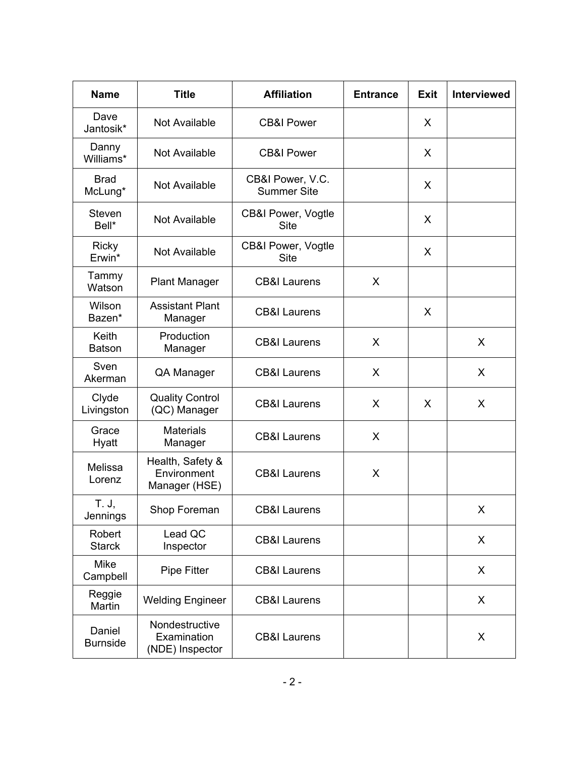| Name | Title | Affiliation | Entrance | Exit | Interviewed |
|---|---|---|---|---|---|
| Dave Jantosik* | Not Available | CB&I Power | | X | |
| Danny Williams* | Not Available | CB&I Power | | X | |
| Brad McLung* | Not Available | CB&I Power, V.C. Summer Site | | X | |
| Steven Bell* | Not Available | CB&I Power, Vogtle Site | | X | |
| Ricky Erwin* | Not Available | CB&I Power, Vogtle Site | | X | |
| Tammy Watson | Plant Manager | CB&I Laurens | X | | |
| Wilson Bazen* | Assistant Plant Manager | CB&I Laurens | | X | |
| Keith Batson | Production Manager | CB&I Laurens | X | | X |
| Sven Akerman | QA Manager | CB&I Laurens | X | | X |
| Clyde Livingston | Quality Control (QC) Manager | CB&I Laurens | X | X | X |
| Grace Hyatt | Materials Manager | CB&I Laurens | X | | |
| Melissa Lorenz | Health, Safety & Environment Manager (HSE) | CB&I Laurens | X | | |
| T. J, Jennings | Shop Foreman | CB&I Laurens | | | X |
| Robert Starck | Lead QC Inspector | CB&I Laurens | | | X |
| Mike Campbell | Pipe Fitter | CB&I Laurens | | | X |
| Reggie Martin | Welding Engineer | CB&I Laurens | | | X |
| Daniel Burnside | Nondestructive Examination (NDE) Inspector | CB&I Laurens | | | X |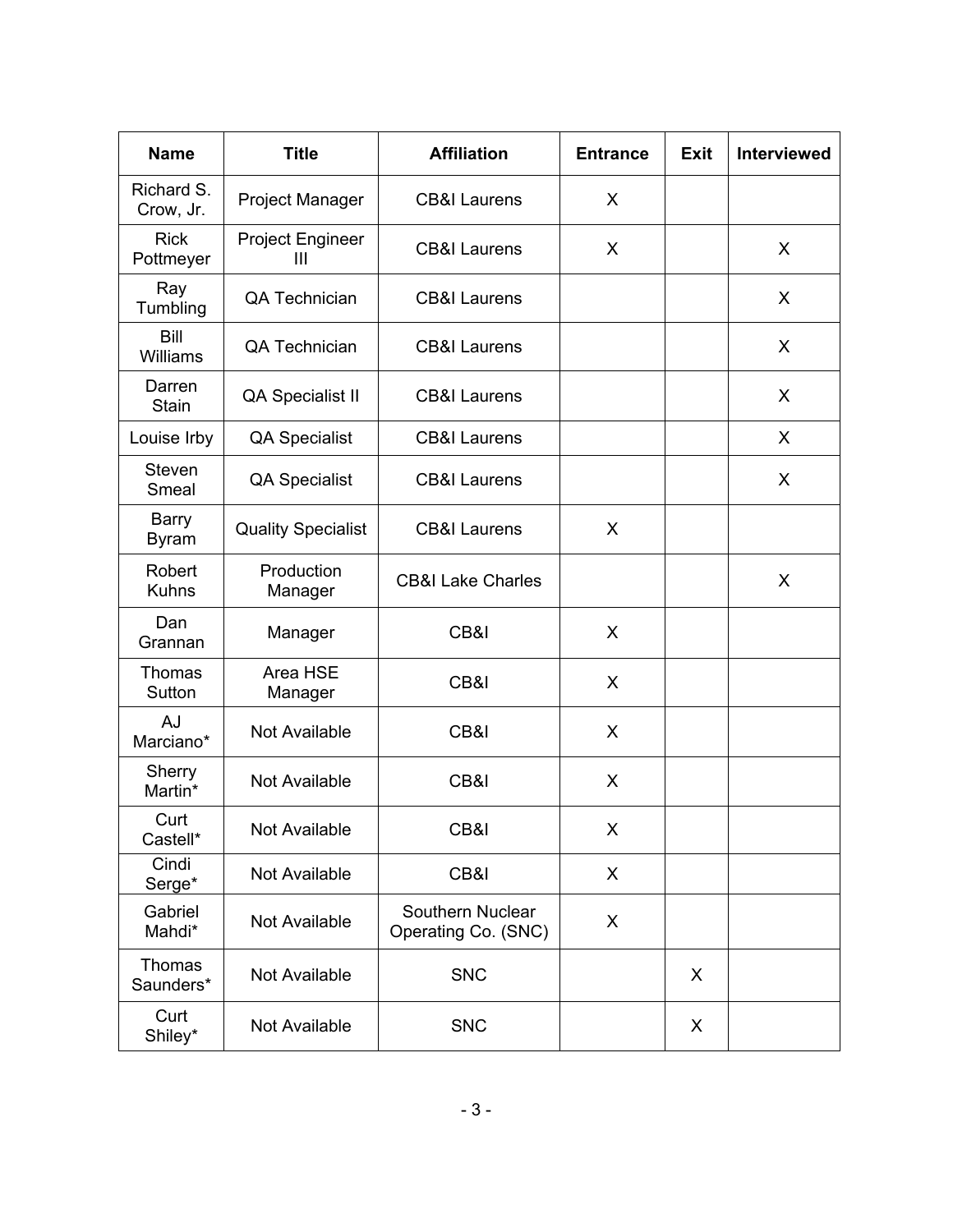| Name | Title | Affiliation | Entrance | Exit | Interviewed |
|---|---|---|---|---|---|
| Richard S. Crow, Jr. | Project Manager | CB&I Laurens | X | | |
| Rick Pottmeyer | Project Engineer III | CB&I Laurens | X | | X |
| Ray Tumbling | QA Technician | CB&I Laurens | | | X |
| Bill Williams | QA Technician | CB&I Laurens | | | X |
| Darren Stain | QA Specialist II | CB&I Laurens | | | X |
| Louise Irby | QA Specialist | CB&I Laurens | | | X |
| Steven Smeal | QA Specialist | CB&I Laurens | | | X |
| Barry Byram | Quality Specialist | CB&I Laurens | X | | |
| Robert Kuhns | Production Manager | CB&I Lake Charles | | | X |
| Dan Grannan | Manager | CB&I | X | | |
| Thomas Sutton | Area HSE Manager | CB&I | X | | |
| AJ Marciano* | Not Available | CB&I | X | | |
| Sherry Martin* | Not Available | CB&I | X | | |
| Curt Castell* | Not Available | CB&I | X | | |
| Cindi Serge* | Not Available | CB&I | X | | |
| Gabriel Mahdi* | Not Available | Southern Nuclear Operating Co. (SNC) | X | | |
| Thomas Saunders* | Not Available | SNC | | X | |
| Curt Shiley* | Not Available | SNC | | X | |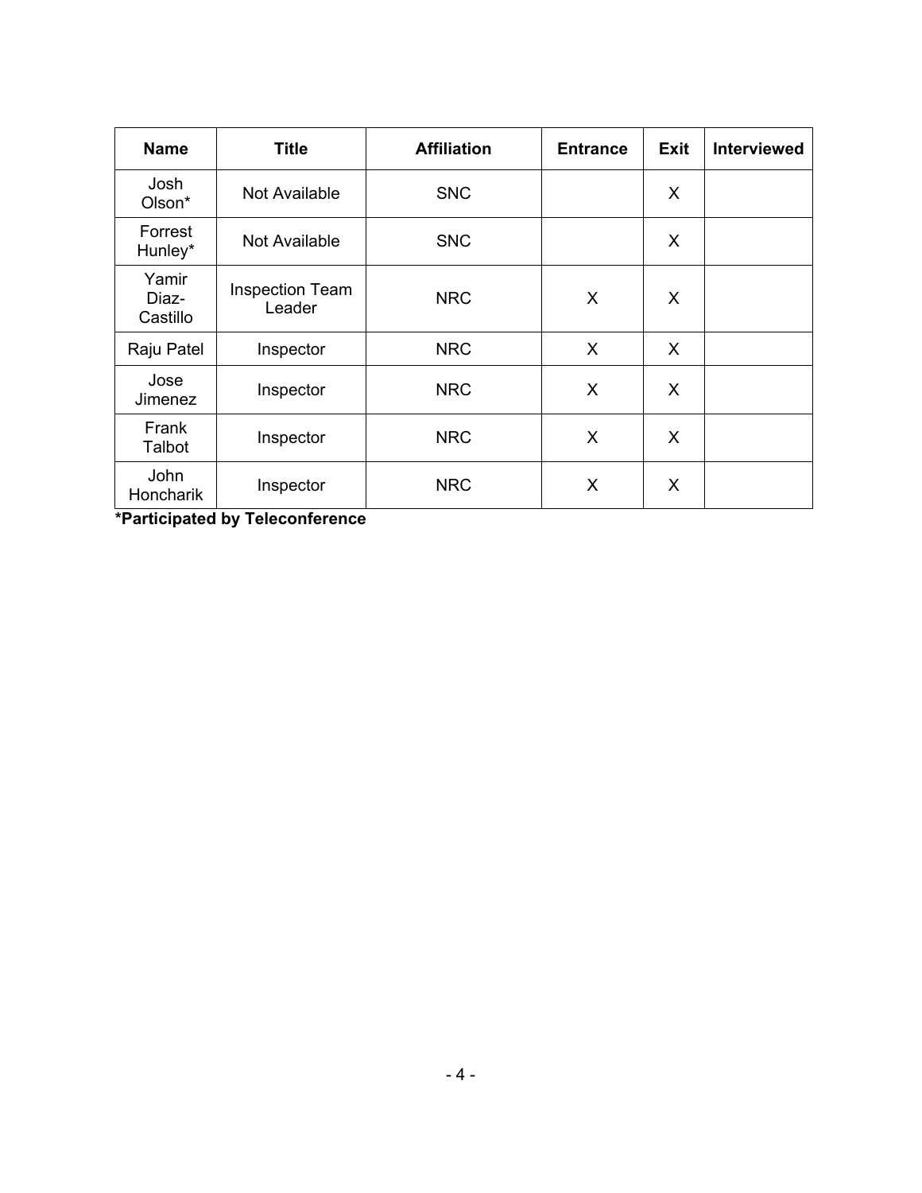| Name | Title | Affiliation | Entrance | Exit | Interviewed |
|---|---|---|---|---|---|
| Josh Olson* | Not Available | SNC | | X | |
| Forrest Hunley* | Not Available | SNC | | X | |
| Yamir Diaz-Castillo | Inspection Team Leader | NRC | X | X | |
| Raju Patel | Inspector | NRC | X | X | |
| Jose Jimenez | Inspector | NRC | X | X | |
| Frank Talbot | Inspector | NRC | X | X | |
| John Honcharik | Inspector | NRC | X | X | |

**\*Participated by Teleconference**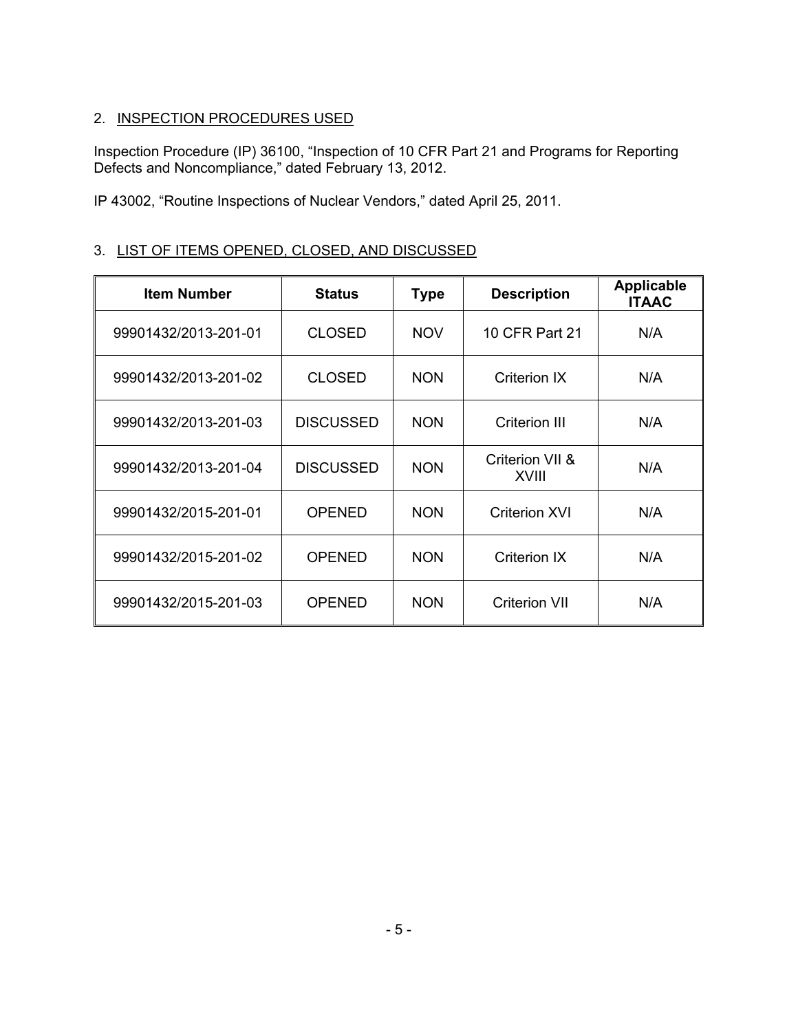## 2. INSPECTION PROCEDURES USED

Inspection Procedure (IP) 36100, "Inspection of 10 CFR Part 21 and Programs for Reporting Defects and Noncompliance," dated February 13, 2012.

IP 43002, "Routine Inspections of Nuclear Vendors," dated April 25, 2011.

## 3. LIST OF ITEMS OPENED, CLOSED, AND DISCUSSED

| Item Number | Status | Type | Description | Applicable ITAAC |
|---|---|---|---|---|
| 99901432/2013-201-01 | CLOSED | NOV | 10 CFR Part 21 | N/A |
| 99901432/2013-201-02 | CLOSED | NON | Criterion IX | N/A |
| 99901432/2013-201-03 | DISCUSSED | NON | Criterion III | N/A |
| 99901432/2013-201-04 | DISCUSSED | NON | Criterion VII & XVIII | N/A |
| 99901432/2015-201-01 | OPENED | NON | Criterion XVI | N/A |
| 99901432/2015-201-02 | OPENED | NON | Criterion IX | N/A |
| 99901432/2015-201-03 | OPENED | NON | Criterion VII | N/A |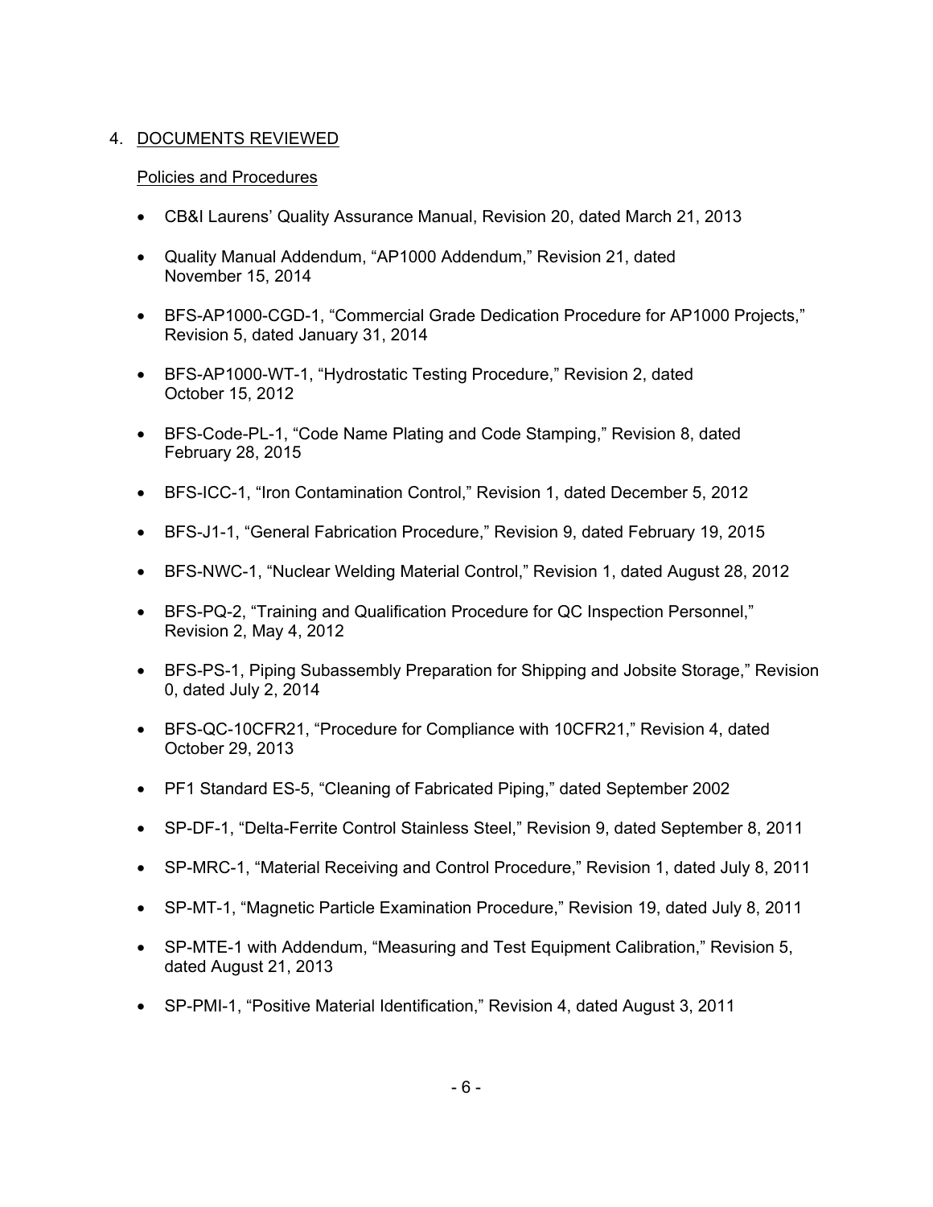## 4. DOCUMENTS REVIEWED

### Policies and Procedures

- CB&I Laurens' Quality Assurance Manual, Revision 20, dated March 21, 2013
- Quality Manual Addendum, "AP1000 Addendum," Revision 21, dated November 15, 2014
- BFS-AP1000-CGD-1, "Commercial Grade Dedication Procedure for AP1000 Projects," Revision 5, dated January 31, 2014
- BFS-AP1000-WT-1, "Hydrostatic Testing Procedure," Revision 2, dated October 15, 2012
- BFS-Code-PL-1, "Code Name Plating and Code Stamping," Revision 8, dated February 28, 2015
- BFS-ICC-1, "Iron Contamination Control," Revision 1, dated December 5, 2012
- BFS-J1-1, "General Fabrication Procedure," Revision 9, dated February 19, 2015
- BFS-NWC-1, "Nuclear Welding Material Control," Revision 1, dated August 28, 2012
- BFS-PQ-2, "Training and Qualification Procedure for QC Inspection Personnel," Revision 2, May 4, 2012
- BFS-PS-1, Piping Subassembly Preparation for Shipping and Jobsite Storage," Revision 0, dated July 2, 2014
- BFS-QC-10CFR21, "Procedure for Compliance with 10CFR21," Revision 4, dated October 29, 2013
- PF1 Standard ES-5, "Cleaning of Fabricated Piping," dated September 2002
- SP-DF-1, "Delta-Ferrite Control Stainless Steel," Revision 9, dated September 8, 2011
- SP-MRC-1, "Material Receiving and Control Procedure," Revision 1, dated July 8, 2011
- SP-MT-1, "Magnetic Particle Examination Procedure," Revision 19, dated July 8, 2011
- SP-MTE-1 with Addendum, "Measuring and Test Equipment Calibration," Revision 5, dated August 21, 2013
- SP-PMI-1, "Positive Material Identification," Revision 4, dated August 3, 2011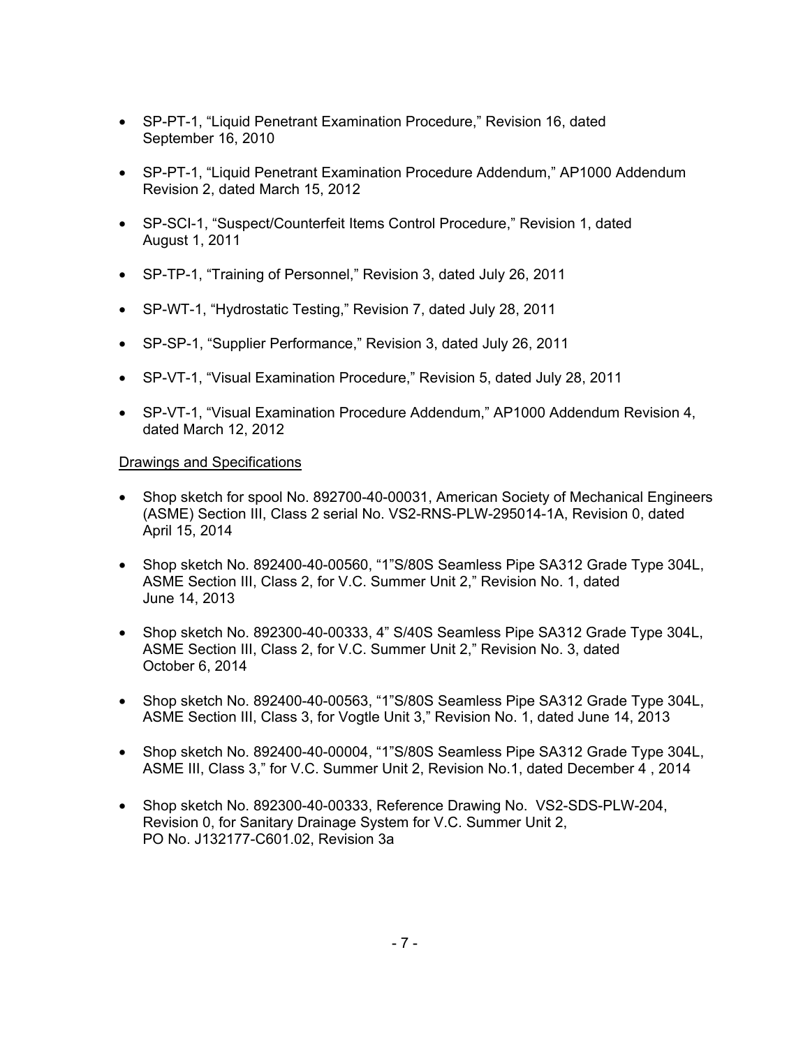- SP-PT-1, "Liquid Penetrant Examination Procedure," Revision 16, dated September 16, 2010

- SP-PT-1, "Liquid Penetrant Examination Procedure Addendum," AP1000 Addendum Revision 2, dated March 15, 2012

- SP-SCI-1, "Suspect/Counterfeit Items Control Procedure," Revision 1, dated August 1, 2011

- SP-TP-1, "Training of Personnel," Revision 3, dated July 26, 2011

- SP-WT-1, "Hydrostatic Testing," Revision 7, dated July 28, 2011

- SP-SP-1, "Supplier Performance," Revision 3, dated July 26, 2011

- SP-VT-1, "Visual Examination Procedure," Revision 5, dated July 28, 2011

- SP-VT-1, "Visual Examination Procedure Addendum," AP1000 Addendum Revision 4, dated March 12, 2012

Drawings and Specifications

- Shop sketch for spool No. 892700-40-00031, American Society of Mechanical Engineers (ASME) Section III, Class 2 serial No. VS2-RNS-PLW-295014-1A, Revision 0, dated April 15, 2014

- Shop sketch No. 892400-40-00560, "1"S/80S Seamless Pipe SA312 Grade Type 304L, ASME Section III, Class 2, for V.C. Summer Unit 2," Revision No. 1, dated June 14, 2013

- Shop sketch No. 892300-40-00333, 4" S/40S Seamless Pipe SA312 Grade Type 304L, ASME Section III, Class 2, for V.C. Summer Unit 2," Revision No. 3, dated October 6, 2014

- Shop sketch No. 892400-40-00563, "1"S/80S Seamless Pipe SA312 Grade Type 304L, ASME Section III, Class 3, for Vogtle Unit 3," Revision No. 1, dated June 14, 2013

- Shop sketch No. 892400-40-00004, "1"S/80S Seamless Pipe SA312 Grade Type 304L, ASME III, Class 3," for V.C. Summer Unit 2, Revision No.1, dated December 4 , 2014

- Shop sketch No. 892300-40-00333, Reference Drawing No. VS2-SDS-PLW-204, Revision 0, for Sanitary Drainage System for V.C. Summer Unit 2, PO No. J132177-C601.02, Revision 3a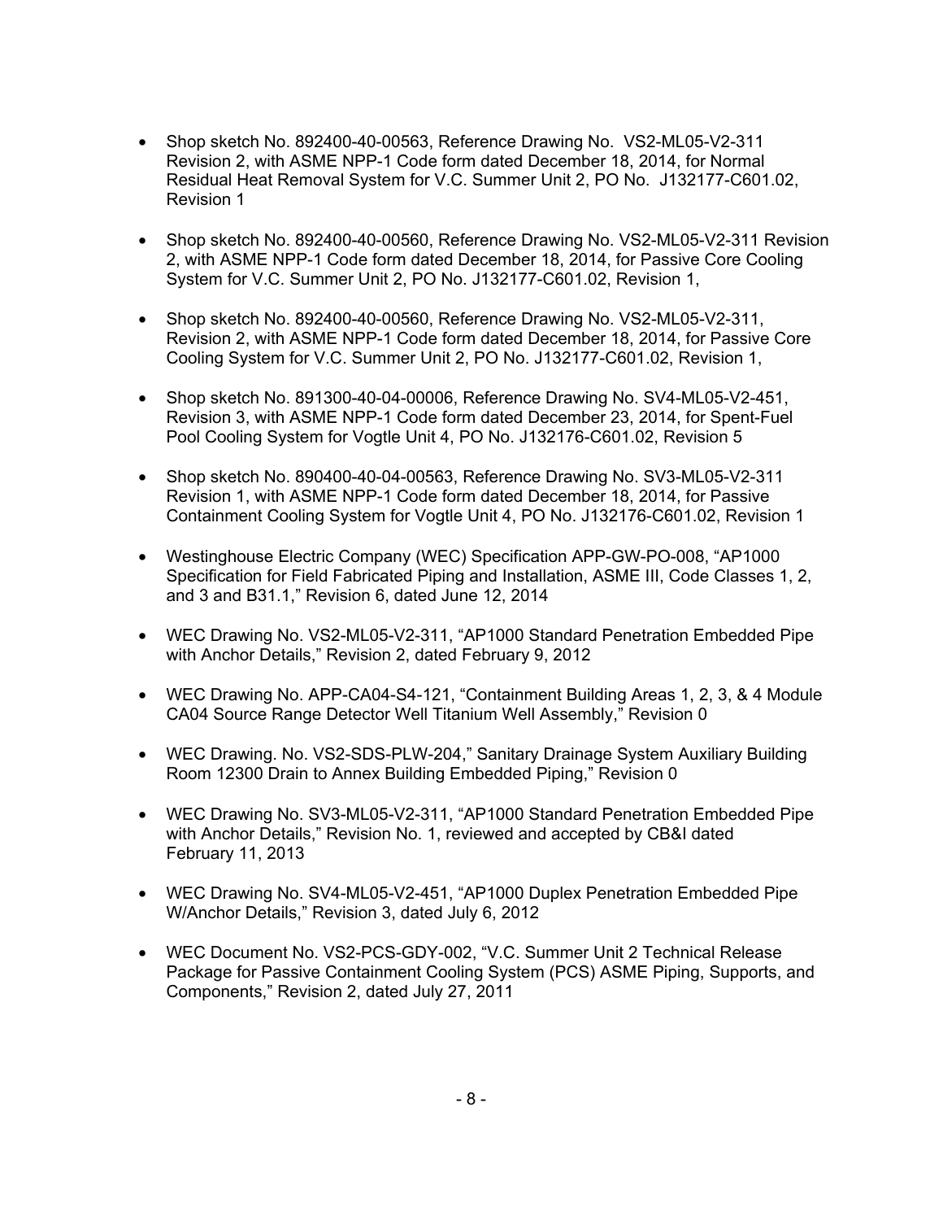- Shop sketch No. 892400-40-00563, Reference Drawing No. VS2-ML05-V2-311 Revision 2, with ASME NPP-1 Code form dated December 18, 2014, for Normal Residual Heat Removal System for V.C. Summer Unit 2, PO No. J132177-C601.02, Revision 1

- Shop sketch No. 892400-40-00560, Reference Drawing No. VS2-ML05-V2-311 Revision 2, with ASME NPP-1 Code form dated December 18, 2014, for Passive Core Cooling System for V.C. Summer Unit 2, PO No. J132177-C601.02, Revision 1,

- Shop sketch No. 892400-40-00560, Reference Drawing No. VS2-ML05-V2-311, Revision 2, with ASME NPP-1 Code form dated December 18, 2014, for Passive Core Cooling System for V.C. Summer Unit 2, PO No. J132177-C601.02, Revision 1,

- Shop sketch No. 891300-40-04-00006, Reference Drawing No. SV4-ML05-V2-451, Revision 3, with ASME NPP-1 Code form dated December 23, 2014, for Spent-Fuel Pool Cooling System for Vogtle Unit 4, PO No. J132176-C601.02, Revision 5

- Shop sketch No. 890400-40-04-00563, Reference Drawing No. SV3-ML05-V2-311 Revision 1, with ASME NPP-1 Code form dated December 18, 2014, for Passive Containment Cooling System for Vogtle Unit 4, PO No. J132176-C601.02, Revision 1

- Westinghouse Electric Company (WEC) Specification APP-GW-PO-008, "AP1000 Specification for Field Fabricated Piping and Installation, ASME III, Code Classes 1, 2, and 3 and B31.1," Revision 6, dated June 12, 2014

- WEC Drawing No. VS2-ML05-V2-311, "AP1000 Standard Penetration Embedded Pipe with Anchor Details," Revision 2, dated February 9, 2012

- WEC Drawing No. APP-CA04-S4-121, "Containment Building Areas 1, 2, 3, & 4 Module CA04 Source Range Detector Well Titanium Well Assembly," Revision 0

- WEC Drawing. No. VS2-SDS-PLW-204," Sanitary Drainage System Auxiliary Building Room 12300 Drain to Annex Building Embedded Piping," Revision 0

- WEC Drawing No. SV3-ML05-V2-311, "AP1000 Standard Penetration Embedded Pipe with Anchor Details," Revision No. 1, reviewed and accepted by CB&I dated February 11, 2013

- WEC Drawing No. SV4-ML05-V2-451, "AP1000 Duplex Penetration Embedded Pipe W/Anchor Details," Revision 3, dated July 6, 2012

- WEC Document No. VS2-PCS-GDY-002, "V.C. Summer Unit 2 Technical Release Package for Passive Containment Cooling System (PCS) ASME Piping, Supports, and Components," Revision 2, dated July 27, 2011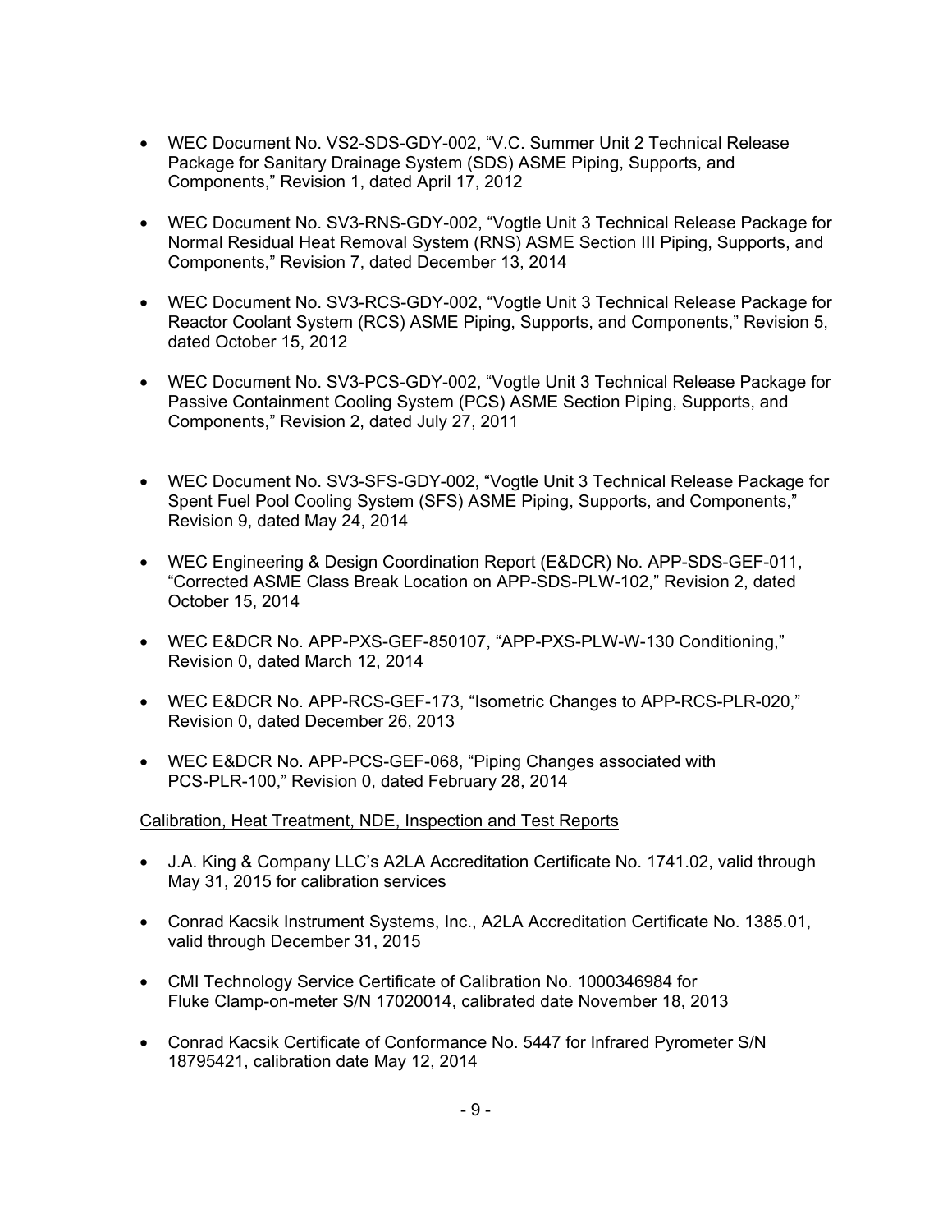- WEC Document No. VS2-SDS-GDY-002, "V.C. Summer Unit 2 Technical Release Package for Sanitary Drainage System (SDS) ASME Piping, Supports, and Components," Revision 1, dated April 17, 2012

- WEC Document No. SV3-RNS-GDY-002, "Vogtle Unit 3 Technical Release Package for Normal Residual Heat Removal System (RNS) ASME Section III Piping, Supports, and Components," Revision 7, dated December 13, 2014

- WEC Document No. SV3-RCS-GDY-002, "Vogtle Unit 3 Technical Release Package for Reactor Coolant System (RCS) ASME Piping, Supports, and Components," Revision 5, dated October 15, 2012

- WEC Document No. SV3-PCS-GDY-002, "Vogtle Unit 3 Technical Release Package for Passive Containment Cooling System (PCS) ASME Section Piping, Supports, and Components," Revision 2, dated July 27, 2011

- WEC Document No. SV3-SFS-GDY-002, "Vogtle Unit 3 Technical Release Package for Spent Fuel Pool Cooling System (SFS) ASME Piping, Supports, and Components," Revision 9, dated May 24, 2014

- WEC Engineering & Design Coordination Report (E&DCR) No. APP-SDS-GEF-011, "Corrected ASME Class Break Location on APP-SDS-PLW-102," Revision 2, dated October 15, 2014

- WEC E&DCR No. APP-PXS-GEF-850107, "APP-PXS-PLW-W-130 Conditioning," Revision 0, dated March 12, 2014

- WEC E&DCR No. APP-RCS-GEF-173, "Isometric Changes to APP-RCS-PLR-020," Revision 0, dated December 26, 2013

- WEC E&DCR No. APP-PCS-GEF-068, "Piping Changes associated with PCS-PLR-100," Revision 0, dated February 28, 2014

Calibration, Heat Treatment, NDE, Inspection and Test Reports

- J.A. King & Company LLC's A2LA Accreditation Certificate No. 1741.02, valid through May 31, 2015 for calibration services

- Conrad Kacsik Instrument Systems, Inc., A2LA Accreditation Certificate No. 1385.01, valid through December 31, 2015

- CMI Technology Service Certificate of Calibration No. 1000346984 for Fluke Clamp-on-meter S/N 17020014, calibrated date November 18, 2013

- Conrad Kacsik Certificate of Conformance No. 5447 for Infrared Pyrometer S/N 18795421, calibration date May 12, 2014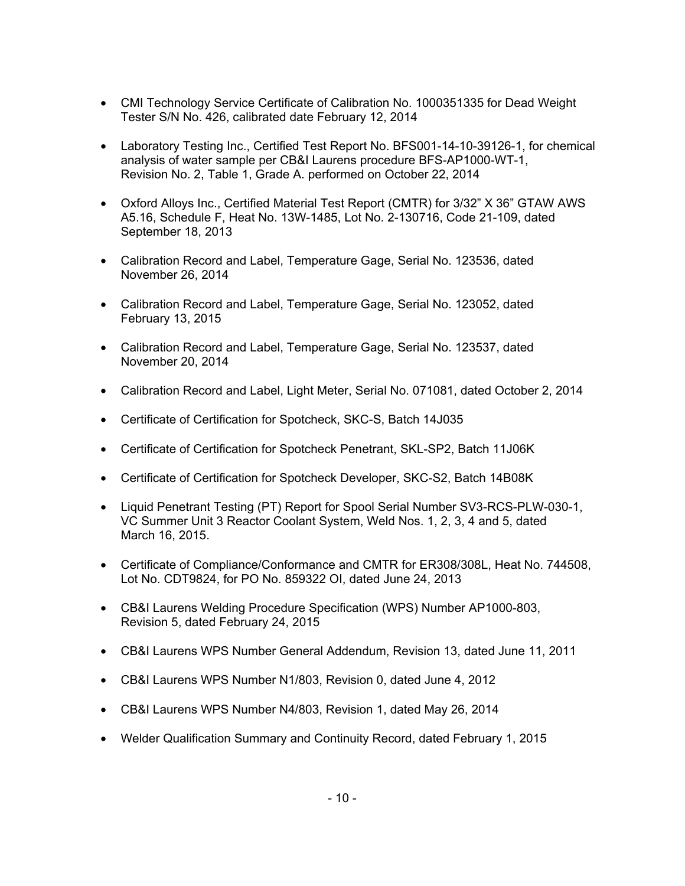- CMI Technology Service Certificate of Calibration No. 1000351335 for Dead Weight Tester S/N No. 426, calibrated date February 12, 2014

- Laboratory Testing Inc., Certified Test Report No. BFS001-14-10-39126-1, for chemical analysis of water sample per CB&I Laurens procedure BFS-AP1000-WT-1, Revision No. 2, Table 1, Grade A. performed on October 22, 2014

- Oxford Alloys Inc., Certified Material Test Report (CMTR) for 3/32" X 36" GTAW AWS A5.16, Schedule F, Heat No. 13W-1485, Lot No. 2-130716, Code 21-109, dated September 18, 2013

- Calibration Record and Label, Temperature Gage, Serial No. 123536, dated November 26, 2014

- Calibration Record and Label, Temperature Gage, Serial No. 123052, dated February 13, 2015

- Calibration Record and Label, Temperature Gage, Serial No. 123537, dated November 20, 2014

- Calibration Record and Label, Light Meter, Serial No. 071081, dated October 2, 2014

- Certificate of Certification for Spotcheck, SKC-S, Batch 14J035

- Certificate of Certification for Spotcheck Penetrant, SKL-SP2, Batch 11J06K

- Certificate of Certification for Spotcheck Developer, SKC-S2, Batch 14B08K

- Liquid Penetrant Testing (PT) Report for Spool Serial Number SV3-RCS-PLW-030-1, VC Summer Unit 3 Reactor Coolant System, Weld Nos. 1, 2, 3, 4 and 5, dated March 16, 2015.

- Certificate of Compliance/Conformance and CMTR for ER308/308L, Heat No. 744508, Lot No. CDT9824, for PO No. 859322 OI, dated June 24, 2013

- CB&I Laurens Welding Procedure Specification (WPS) Number AP1000-803, Revision 5, dated February 24, 2015

- CB&I Laurens WPS Number General Addendum, Revision 13, dated June 11, 2011

- CB&I Laurens WPS Number N1/803, Revision 0, dated June 4, 2012

- CB&I Laurens WPS Number N4/803, Revision 1, dated May 26, 2014

- Welder Qualification Summary and Continuity Record, dated February 1, 2015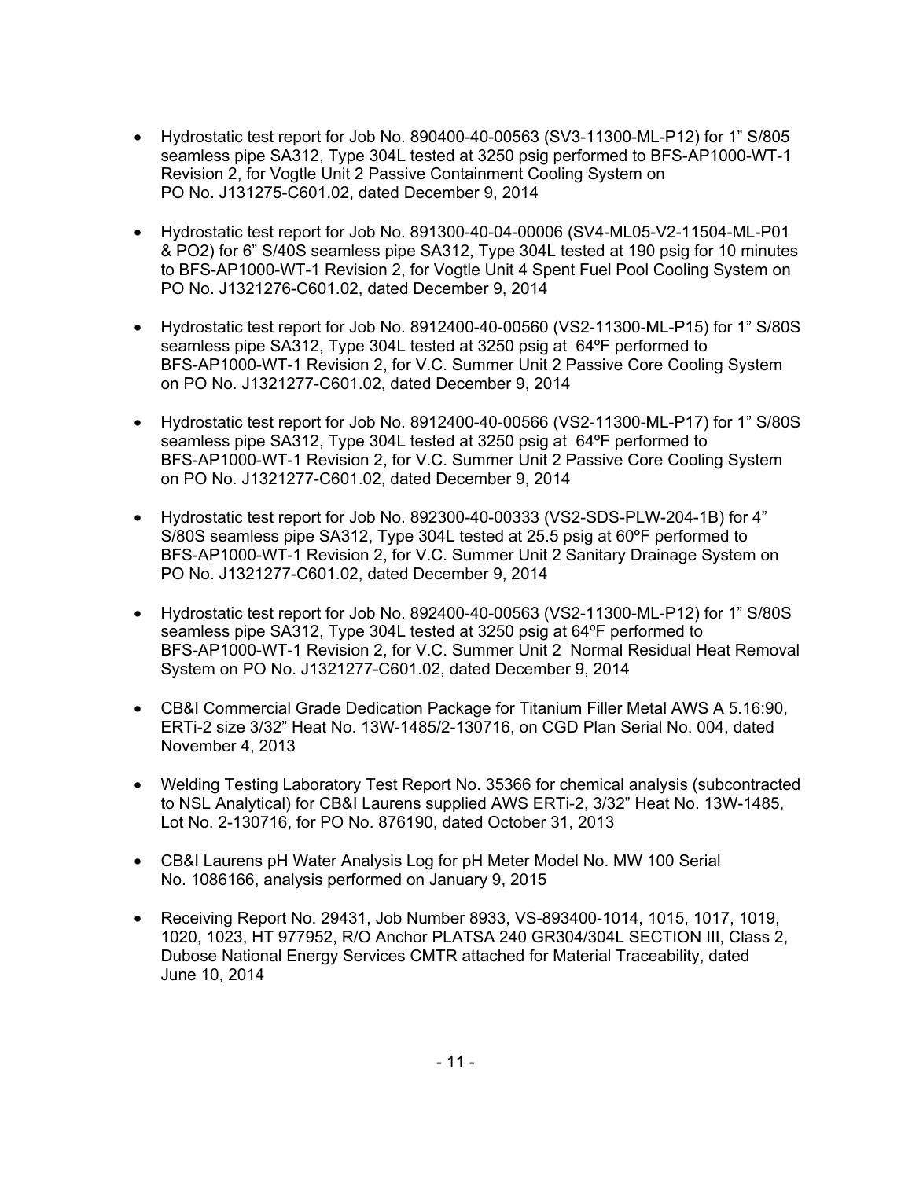- Hydrostatic test report for Job No. 890400-40-00563 (SV3-11300-ML-P12) for 1" S/805 seamless pipe SA312, Type 304L tested at 3250 psig performed to BFS-AP1000-WT-1 Revision 2, for Vogtle Unit 2 Passive Containment Cooling System on PO No. J131275-C601.02, dated December 9, 2014

- Hydrostatic test report for Job No. 891300-40-04-00006 (SV4-ML05-V2-11504-ML-P01 & PO2) for 6" S/40S seamless pipe SA312, Type 304L tested at 190 psig for 10 minutes to BFS-AP1000-WT-1 Revision 2, for Vogtle Unit 4 Spent Fuel Pool Cooling System on PO No. J1321276-C601.02, dated December 9, 2014

- Hydrostatic test report for Job No. 8912400-40-00560 (VS2-11300-ML-P15) for 1" S/80S seamless pipe SA312, Type 304L tested at 3250 psig at 64ºF performed to BFS-AP1000-WT-1 Revision 2, for V.C. Summer Unit 2 Passive Core Cooling System on PO No. J1321277-C601.02, dated December 9, 2014

- Hydrostatic test report for Job No. 8912400-40-00566 (VS2-11300-ML-P17) for 1" S/80S seamless pipe SA312, Type 304L tested at 3250 psig at 64ºF performed to BFS-AP1000-WT-1 Revision 2, for V.C. Summer Unit 2 Passive Core Cooling System on PO No. J1321277-C601.02, dated December 9, 2014

- Hydrostatic test report for Job No. 892300-40-00333 (VS2-SDS-PLW-204-1B) for 4" S/80S seamless pipe SA312, Type 304L tested at 25.5 psig at 60ºF performed to BFS-AP1000-WT-1 Revision 2, for V.C. Summer Unit 2 Sanitary Drainage System on PO No. J1321277-C601.02, dated December 9, 2014

- Hydrostatic test report for Job No. 892400-40-00563 (VS2-11300-ML-P12) for 1" S/80S seamless pipe SA312, Type 304L tested at 3250 psig at 64ºF performed to BFS-AP1000-WT-1 Revision 2, for V.C. Summer Unit 2 Normal Residual Heat Removal System on PO No. J1321277-C601.02, dated December 9, 2014

- CB&I Commercial Grade Dedication Package for Titanium Filler Metal AWS A 5.16:90, ERTi-2 size 3/32" Heat No. 13W-1485/2-130716, on CGD Plan Serial No. 004, dated November 4, 2013

- Welding Testing Laboratory Test Report No. 35366 for chemical analysis (subcontracted to NSL Analytical) for CB&I Laurens supplied AWS ERTi-2, 3/32" Heat No. 13W-1485, Lot No. 2-130716, for PO No. 876190, dated October 31, 2013

- CB&I Laurens pH Water Analysis Log for pH Meter Model No. MW 100 Serial No. 1086166, analysis performed on January 9, 2015

- Receiving Report No. 29431, Job Number 8933, VS-893400-1014, 1015, 1017, 1019, 1020, 1023, HT 977952, R/O Anchor PLATSA 240 GR304/304L SECTION III, Class 2, Dubose National Energy Services CMTR attached for Material Traceability, dated June 10, 2014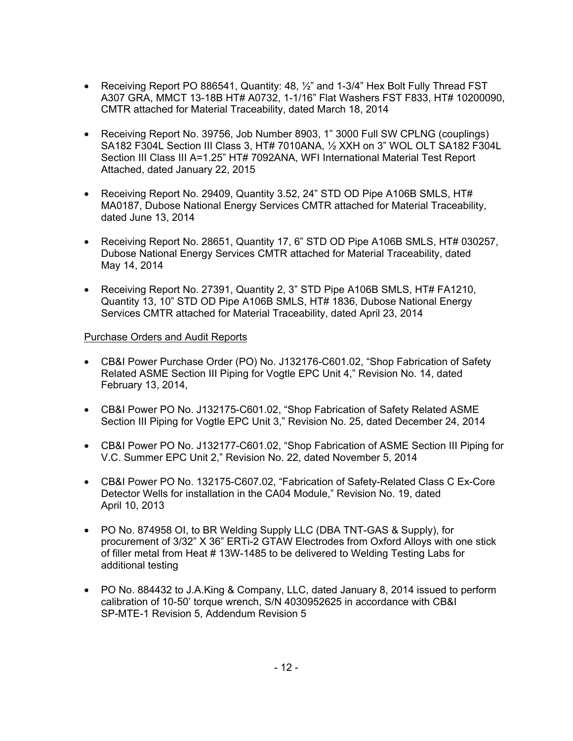- Receiving Report PO 886541, Quantity: 48, ½” and 1-3/4” Hex Bolt Fully Thread FST A307 GRA, MMCT 13-18B HT# A0732, 1-1/16” Flat Washers FST F833, HT# 10200090, CMTR attached for Material Traceability, dated March 18, 2014

- Receiving Report No. 39756, Job Number 8903, 1” 3000 Full SW CPLNG (couplings) SA182 F304L Section III Class 3, HT# 7010ANA, ½ XXH on 3” WOL OLT SA182 F304L Section III Class III A=1.25” HT# 7092ANA, WFI International Material Test Report Attached, dated January 22, 2015

- Receiving Report No. 29409, Quantity 3.52, 24” STD OD Pipe A106B SMLS, HT# MA0187, Dubose National Energy Services CMTR attached for Material Traceability, dated June 13, 2014

- Receiving Report No. 28651, Quantity 17, 6” STD OD Pipe A106B SMLS, HT# 030257, Dubose National Energy Services CMTR attached for Material Traceability, dated May 14, 2014

- Receiving Report No. 27391, Quantity 2, 3” STD Pipe A106B SMLS, HT# FA1210, Quantity 13, 10” STD OD Pipe A106B SMLS, HT# 1836, Dubose National Energy Services CMTR attached for Material Traceability, dated April 23, 2014

<u>Purchase Orders and Audit Reports</u>

- CB&I Power Purchase Order (PO) No. J132176-C601.02, “Shop Fabrication of Safety Related ASME Section III Piping for Vogtle EPC Unit 4,” Revision No. 14, dated February 13, 2014,

- CB&I Power PO No. J132175-C601.02, “Shop Fabrication of Safety Related ASME Section III Piping for Vogtle EPC Unit 3,” Revision No. 25, dated December 24, 2014

- CB&I Power PO No. J132177-C601.02, “Shop Fabrication of ASME Section III Piping for V.C. Summer EPC Unit 2,” Revision No. 22, dated November 5, 2014

- CB&I Power PO No. 132175-C607.02, “Fabrication of Safety-Related Class C Ex-Core Detector Wells for installation in the CA04 Module,” Revision No. 19, dated April 10, 2013

- PO No. 874958 OI, to BR Welding Supply LLC (DBA TNT-GAS & Supply), for procurement of 3/32” X 36” ERTi-2 GTAW Electrodes from Oxford Alloys with one stick of filler metal from Heat # 13W-1485 to be delivered to Welding Testing Labs for additional testing

- PO No. 884432 to J.A.King & Company, LLC, dated January 8, 2014 issued to perform calibration of 10-50’ torque wrench, S/N 4030952625 in accordance with CB&I SP-MTE-1 Revision 5, Addendum Revision 5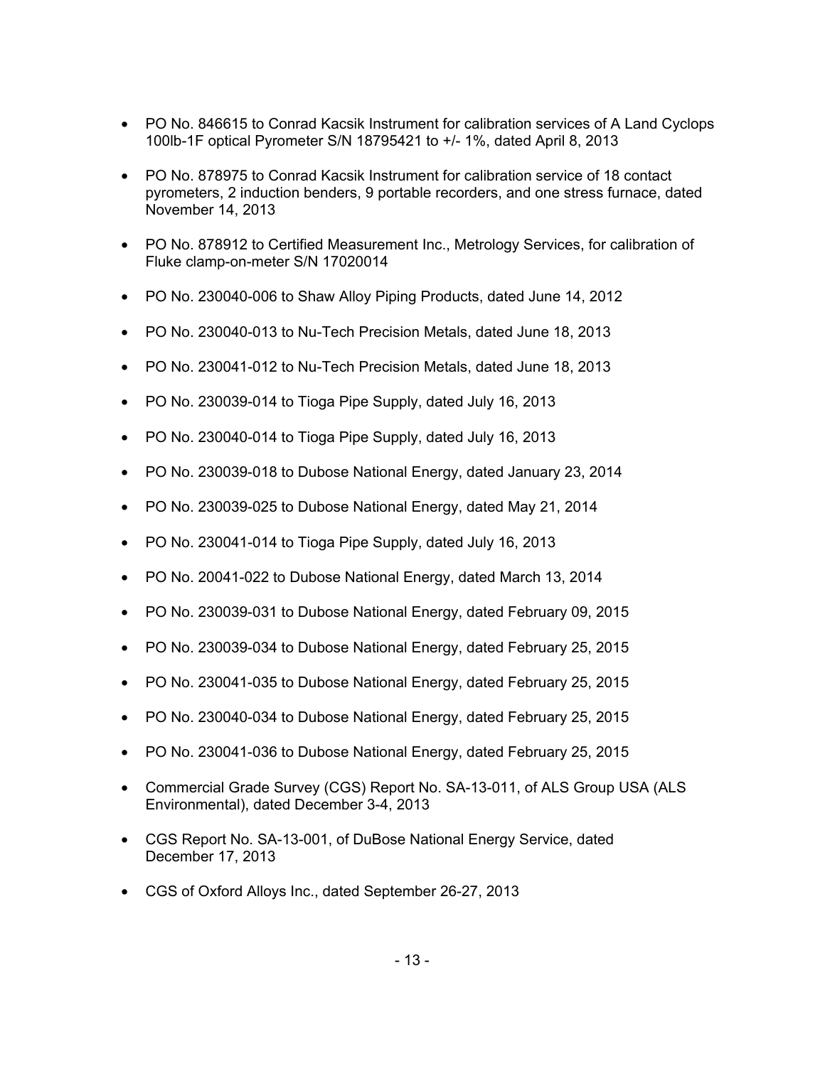- PO No. 846615 to Conrad Kacsik Instrument for calibration services of A Land Cyclops 100lb-1F optical Pyrometer S/N 18795421 to +/- 1%, dated April 8, 2013
- PO No. 878975 to Conrad Kacsik Instrument for calibration service of 18 contact pyrometers, 2 induction benders, 9 portable recorders, and one stress furnace, dated November 14, 2013
- PO No. 878912 to Certified Measurement Inc., Metrology Services, for calibration of Fluke clamp-on-meter S/N 17020014
- PO No. 230040-006 to Shaw Alloy Piping Products, dated June 14, 2012
- PO No. 230040-013 to Nu-Tech Precision Metals, dated June 18, 2013
- PO No. 230041-012 to Nu-Tech Precision Metals, dated June 18, 2013
- PO No. 230039-014 to Tioga Pipe Supply, dated July 16, 2013
- PO No. 230040-014 to Tioga Pipe Supply, dated July 16, 2013
- PO No. 230039-018 to Dubose National Energy, dated January 23, 2014
- PO No. 230039-025 to Dubose National Energy, dated May 21, 2014
- PO No. 230041-014 to Tioga Pipe Supply, dated July 16, 2013
- PO No. 20041-022 to Dubose National Energy, dated March 13, 2014
- PO No. 230039-031 to Dubose National Energy, dated February 09, 2015
- PO No. 230039-034 to Dubose National Energy, dated February 25, 2015
- PO No. 230041-035 to Dubose National Energy, dated February 25, 2015
- PO No. 230040-034 to Dubose National Energy, dated February 25, 2015
- PO No. 230041-036 to Dubose National Energy, dated February 25, 2015
- Commercial Grade Survey (CGS) Report No. SA-13-011, of ALS Group USA (ALS Environmental), dated December 3-4, 2013
- CGS Report No. SA-13-001, of DuBose National Energy Service, dated December 17, 2013
- CGS of Oxford Alloys Inc., dated September 26-27, 2013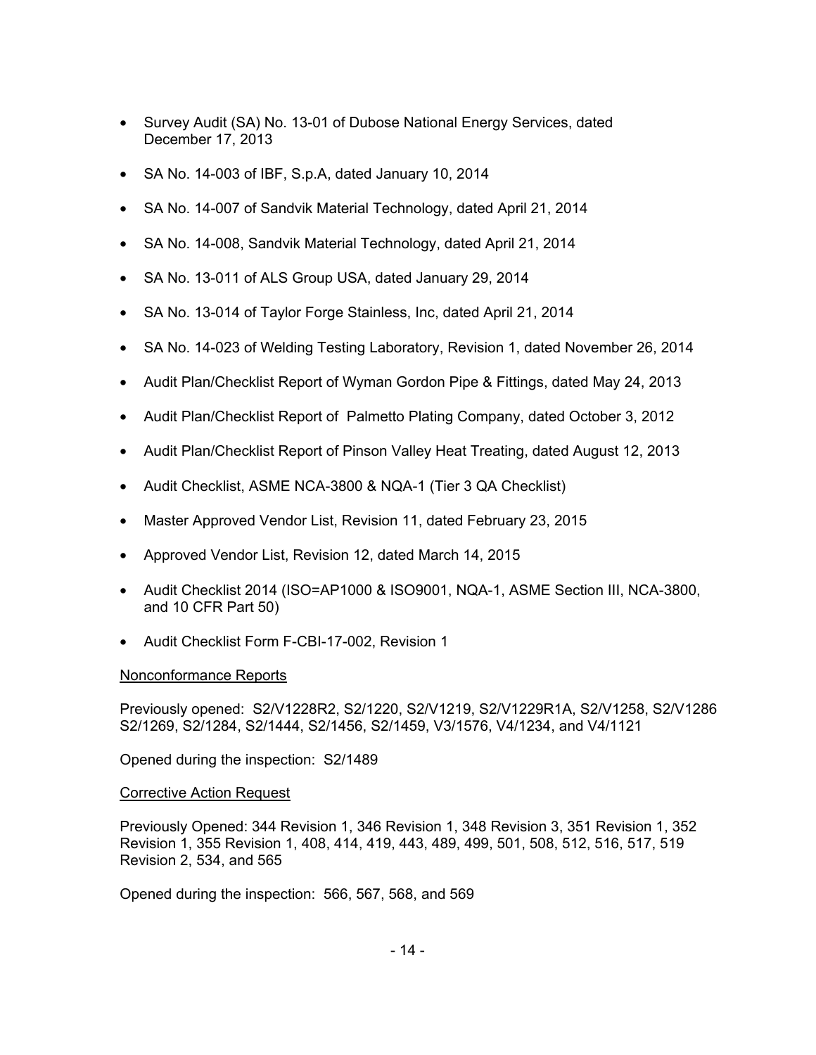- Survey Audit (SA) No. 13-01 of Dubose National Energy Services, dated December 17, 2013
- SA No. 14-003 of IBF, S.p.A, dated January 10, 2014
- SA No. 14-007 of Sandvik Material Technology, dated April 21, 2014
- SA No. 14-008, Sandvik Material Technology, dated April 21, 2014
- SA No. 13-011 of ALS Group USA, dated January 29, 2014
- SA No. 13-014 of Taylor Forge Stainless, Inc, dated April 21, 2014
- SA No. 14-023 of Welding Testing Laboratory, Revision 1, dated November 26, 2014
- Audit Plan/Checklist Report of Wyman Gordon Pipe & Fittings, dated May 24, 2013
- Audit Plan/Checklist Report of Palmetto Plating Company, dated October 3, 2012
- Audit Plan/Checklist Report of Pinson Valley Heat Treating, dated August 12, 2013
- Audit Checklist, ASME NCA-3800 & NQA-1 (Tier 3 QA Checklist)
- Master Approved Vendor List, Revision 11, dated February 23, 2015
- Approved Vendor List, Revision 12, dated March 14, 2015
- Audit Checklist 2014 (ISO=AP1000 & ISO9001, NQA-1, ASME Section III, NCA-3800, and 10 CFR Part 50)
- Audit Checklist Form F-CBI-17-002, Revision 1

Nonconformance Reports

Previously opened: S2/V1228R2, S2/1220, S2/V1219, S2/V1229R1A, S2/V1258, S2/V1286 S2/1269, S2/1284, S2/1444, S2/1456, S2/1459, V3/1576, V4/1234, and V4/1121

Opened during the inspection: S2/1489

Corrective Action Request

Previously Opened: 344 Revision 1, 346 Revision 1, 348 Revision 3, 351 Revision 1, 352 Revision 1, 355 Revision 1, 408, 414, 419, 443, 489, 499, 501, 508, 512, 516, 517, 519 Revision 2, 534, and 565

Opened during the inspection: 566, 567, 568, and 569